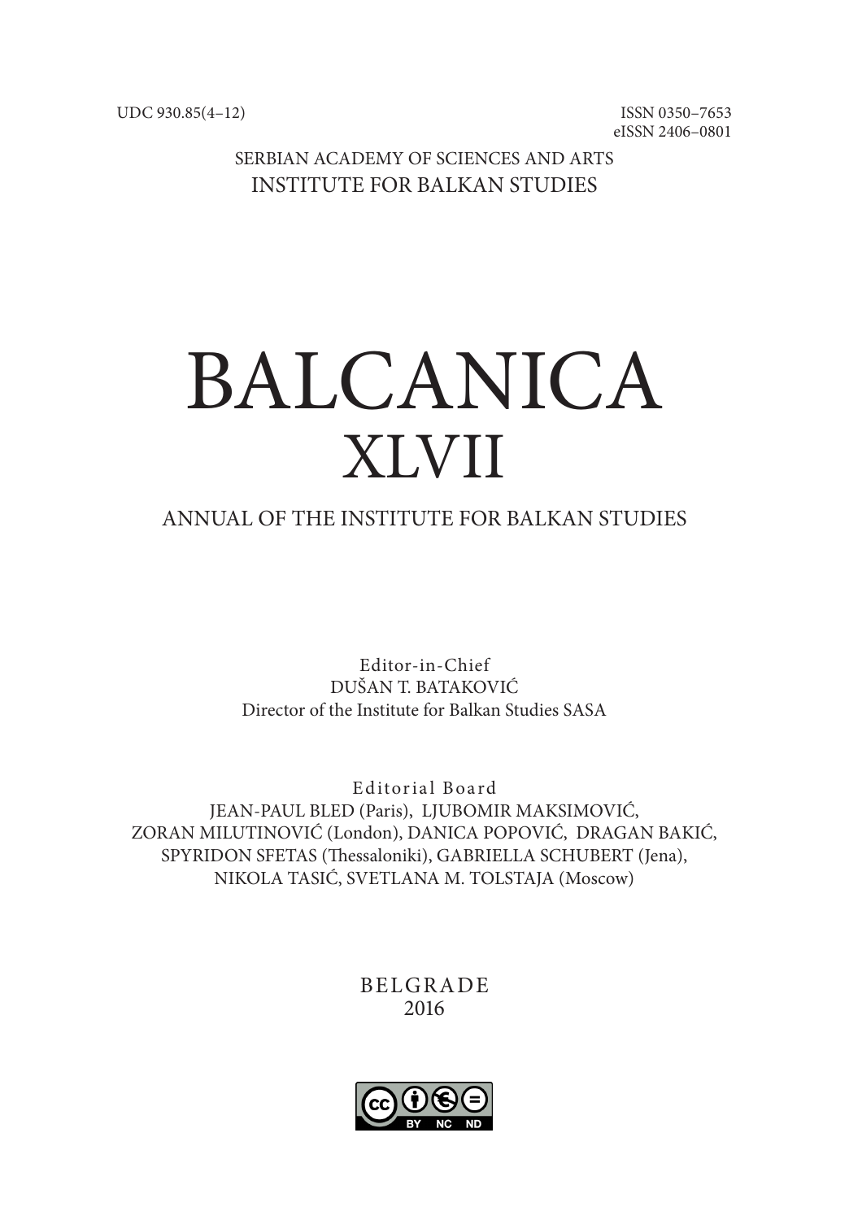UDC 930.85(4–12)

ISSN 0350–7653
eISSN 2406–0801

SERBIAN ACADEMY OF SCIENCES AND ARTS
INSTITUTE FOR BALKAN STUDIES

# BALCANICA
# XLVII

ANNUAL OF THE INSTITUTE FOR BALKAN STUDIES

Editor-in-Chief
DUŠAN T. BATAKOVIĆ
Director of the Institute for Balkan Studies SASA

Editorial Board
JEAN-PAUL BLED (Paris), LJUBOMIR MAKSIMOVIĆ,
ZORAN MILUTINOVIĆ (London), DANICA POPOVIĆ, DRAGAN BAKIĆ,
SPYRIDON SFETAS (Thessaloniki), GABRIELLA SCHUBERT (Jena),
NIKOLA TASIĆ, SVETLANA M. TOLSTAJA (Moscow)

BELGRADE
2016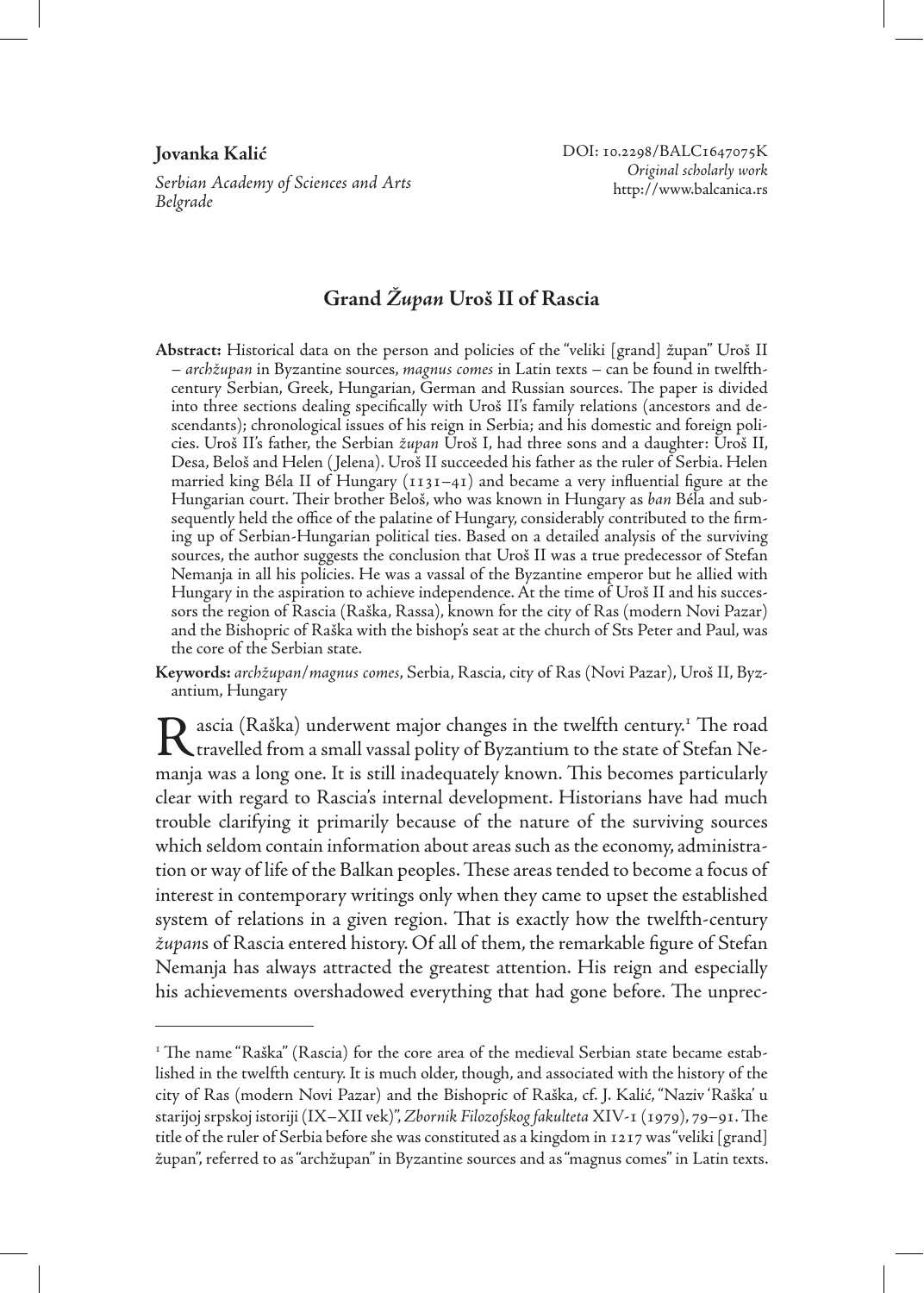**Jovanka Kalić**

*Serbian Academy of Sciences and Arts*
*Belgrade*

DOI: 10.2298/BALC1647075K
*Original scholarly work*
http://www.balcanica.rs

# Grand *Župan* Uroš II of Rascia

**Abstract:** Historical data on the person and policies of the "veliki [grand] župan" Uroš II – *archžupan* in Byzantine sources, *magnus comes* in Latin texts – can be found in twelfth-century Serbian, Greek, Hungarian, German and Russian sources. The paper is divided into three sections dealing specifically with Uroš II's family relations (ancestors and descendants); chronological issues of his reign in Serbia; and his domestic and foreign policies. Uroš II's father, the Serbian *župan* Uroš I, had three sons and a daughter: Uroš II, Desa, Beloš and Helen (Jelena). Uroš II succeeded his father as the ruler of Serbia. Helen married king Béla II of Hungary (1131–41) and became a very influential figure at the Hungarian court. Their brother Beloš, who was known in Hungary as *ban* Béla and subsequently held the office of the palatine of Hungary, considerably contributed to the firming up of Serbian-Hungarian political ties. Based on a detailed analysis of the surviving sources, the author suggests the conclusion that Uroš II was a true predecessor of Stefan Nemanja in all his policies. He was a vassal of the Byzantine emperor but he allied with Hungary in the aspiration to achieve independence. At the time of Uroš II and his successors the region of Rascia (Raška, Rassa), known for the city of Ras (modern Novi Pazar) and the Bishopric of Raška with the bishop's seat at the church of Sts Peter and Paul, was the core of the Serbian state.

**Keywords:** *archžupan/magnus comes*, Serbia, Rascia, city of Ras (Novi Pazar), Uroš II, Byzantium, Hungary

Rascia (Raška) underwent major changes in the twelfth century.[1] The road travelled from a small vassal polity of Byzantium to the state of Stefan Nemanja was a long one. It is still inadequately known. This becomes particularly clear with regard to Rascia's internal development. Historians have had much trouble clarifying it primarily because of the nature of the surviving sources which seldom contain information about areas such as the economy, administration or way of life of the Balkan peoples. These areas tended to become a focus of interest in contemporary writings only when they came to upset the established system of relations in a given region. That is exactly how the twelfth-century *župan*s of Rascia entered history. Of all of them, the remarkable figure of Stefan Nemanja has always attracted the greatest attention. His reign and especially his achievements overshadowed everything that had gone before. The unprec-

[1] The name "Raška" (Rascia) for the core area of the medieval Serbian state became established in the twelfth century. It is much older, though, and associated with the history of the city of Ras (modern Novi Pazar) and the Bishopric of Raška, cf. J. Kalić, "Naziv 'Raška' u starijoj srpskoj istoriji (IX–XII vek)", *Zbornik Filozofskog fakulteta* XIV-1 (1979), 79–91. The title of the ruler of Serbia before she was constituted as a kingdom in 1217 was "veliki [grand] župan", referred to as "archžupan" in Byzantine sources and as "magnus comes" in Latin texts.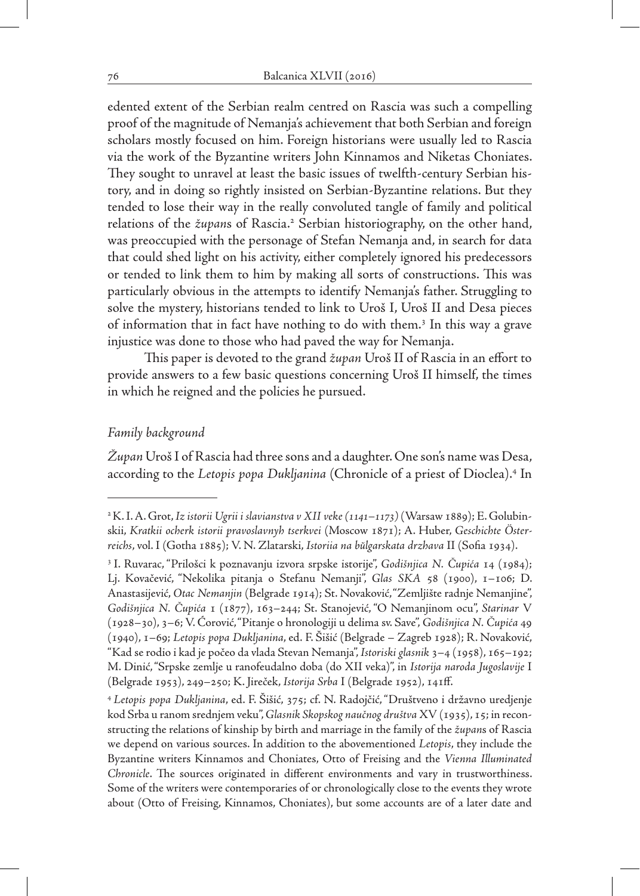edented extent of the Serbian realm centred on Rascia was such a compelling proof of the magnitude of Nemanja's achievement that both Serbian and foreign scholars mostly focused on him. Foreign historians were usually led to Rascia via the work of the Byzantine writers John Kinnamos and Niketas Choniates. They sought to unravel at least the basic issues of twelfth-century Serbian history, and in doing so rightly insisted on Serbian-Byzantine relations. But they tended to lose their way in the really convoluted tangle of family and political relations of the *župan*s of Rascia.[2] Serbian historiography, on the other hand, was preoccupied with the personage of Stefan Nemanja and, in search for data that could shed light on his activity, either completely ignored his predecessors or tended to link them to him by making all sorts of constructions. This was particularly obvious in the attempts to identify Nemanja's father. Struggling to solve the mystery, historians tended to link to Uroš I, Uroš II and Desa pieces of information that in fact have nothing to do with them.[3] In this way a grave injustice was done to those who had paved the way for Nemanja.

This paper is devoted to the grand *župan* Uroš II of Rascia in an effort to provide answers to a few basic questions concerning Uroš II himself, the times in which he reigned and the policies he pursued.

### *Family background*

*Župan* Uroš I of Rascia had three sons and a daughter. One son's name was Desa, according to the *Letopis popa Dukljanina* (Chronicle of a priest of Dioclea).[4] In

---

[2] K. I. A. Grot, *Iz istorii Ugrii i slavianstva v XII veke (1141–1173)* (Warsaw 1889); E. Golubinskii, *Kratkii ocherk istorii pravoslavnyh tserkvei* (Moscow 1871); A. Huber, *Geschichte Österreichs*, vol. I (Gotha 1885); V. N. Zlatarski, *Istoriia na bŭlgarskata drzhava* II (Sofia 1934).

[3] I. Ruvarac, "Prilošci k poznavanju izvora srpske istorije", *Godišnjica N. Čupića* 14 (1984); Lj. Kovačević, "Nekolika pitanja o Stefanu Nemanji", *Glas SKA* 58 (1900), 1–106; D. Anastasijević, *Otac Nemanjin* (Belgrade 1914); St. Novaković, "Zemljište radnje Nemanjine", *Godišnjica N. Čupića* 1 (1877), 163–244; St. Stanojević, "O Nemanjinom ocu", *Starinar* V (1928–30), 3–6; V. Ćorović, "Pitanje o hronologiji u delima sv. Save", *Godišnjica N. Čupića* 49 (1940), 1–69; *Letopis popa Dukljanina*, ed. F. Šišić (Belgrade – Zagreb 1928); R. Novaković, "Kad se rodio i kad je počeo da vlada Stevan Nemanja", *Istoriski glasnik* 3–4 (1958), 165–192; M. Dinić, "Srpske zemlje u ranofeudalno doba (do XII veka)", in *Istorija naroda Jugoslavije* I (Belgrade 1953), 249–250; K. Jireček, *Istorija Srba* I (Belgrade 1952), 141ff.

[4] *Letopis popa Dukljanina*, ed. F. Šišić, 375; cf. N. Radojčić, "Društveno i državno uredjenje kod Srba u ranom srednjem veku", *Glasnik Skopskog naučnog društva* XV (1935), 15; in reconstructing the relations of kinship by birth and marriage in the family of the *župan*s of Rascia we depend on various sources. In addition to the abovementioned *Letopis*, they include the Byzantine writers Kinnamos and Choniates, Otto of Freising and the *Vienna Illuminated Chronicle*. The sources originated in different environments and vary in trustworthiness. Some of the writers were contemporaries of or chronologically close to the events they wrote about (Otto of Freising, Kinnamos, Choniates), but some accounts are of a later date and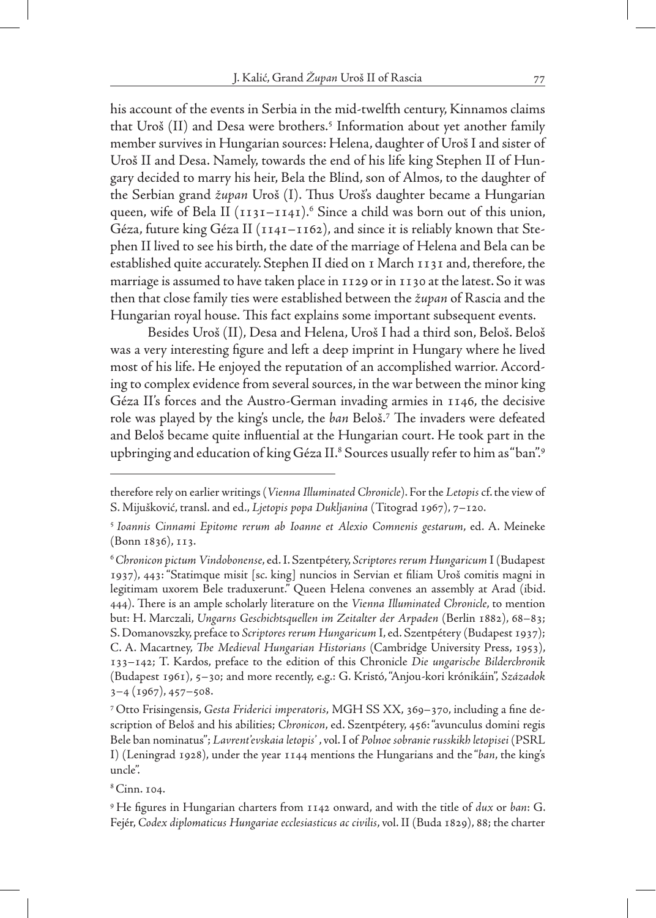his account of the events in Serbia in the mid-twelfth century, Kinnamos claims that Uroš (II) and Desa were brothers.[5] Information about yet another family member survives in Hungarian sources: Helena, daughter of Uroš I and sister of Uroš II and Desa. Namely, towards the end of his life king Stephen II of Hungary decided to marry his heir, Bela the Blind, son of Almos, to the daughter of the Serbian grand *župan* Uroš (I). Thus Uroš's daughter became a Hungarian queen, wife of Bela II (1131–1141).[6] Since a child was born out of this union, Géza, future king Géza II (1141–1162), and since it is reliably known that Stephen II lived to see his birth, the date of the marriage of Helena and Bela can be established quite accurately. Stephen II died on 1 March 1131 and, therefore, the marriage is assumed to have taken place in 1129 or in 1130 at the latest. So it was then that close family ties were established between the *župan* of Rascia and the Hungarian royal house. This fact explains some important subsequent events.

Besides Uroš (II), Desa and Helena, Uroš I had a third son, Beloš. Beloš was a very interesting figure and left a deep imprint in Hungary where he lived most of his life. He enjoyed the reputation of an accomplished warrior. According to complex evidence from several sources, in the war between the minor king Géza II's forces and the Austro-German invading armies in 1146, the decisive role was played by the king's uncle, the *ban* Beloš.[7] The invaders were defeated and Beloš became quite influential at the Hungarian court. He took part in the upbringing and education of king Géza II.[8] Sources usually refer to him as "ban".[9]

---

therefore rely on earlier writings (*Vienna Illuminated Chronicle*). For the *Letopis* cf. the view of S. Mijušković, transl. and ed., *Ljetopis popa Dukljanina* (Titograd 1967), 7–120.

[5] *Ioannis Cinnami Epitome rerum ab Ioanne et Alexio Comnenis gestarum*, ed. A. Meineke (Bonn 1836), 113.

[6] *Chronicon pictum Vindobonense*, ed. I. Szentpétery, *Scriptores rerum Hungaricum* I (Budapest 1937), 443: "Statimque misit [sc. king] nuncios in Servian et filiam Uroš comitis magni in legitimam uxorem Bele traduxerunt." Queen Helena convenes an assembly at Arad (ibid. 444). There is an ample scholarly literature on the *Vienna Illuminated Chronicle*, to mention but: H. Marczali, *Ungarns Geschichtsquellen im Zeitalter der Arpaden* (Berlin 1882), 68–83; S. Domanovszky, preface to *Scriptores rerum Hungaricum* I, ed. Szentpétery (Budapest 1937); C. A. Macartney, *The Medieval Hungarian Historians* (Cambridge University Press, 1953), 133–142; T. Kardos, preface to the edition of this Chronicle *Die ungarische Bilderchronik* (Budapest 1961), 5–30; and more recently, e.g.: G. Kristó, "Anjou-kori krónikáin", *Századok* 3–4 (1967), 457–508.

[7] Otto Frisingensis, *Gesta Friderici imperatoris*, MGH SS XX, 369–370, including a fine description of Beloš and his abilities; *Chronicon*, ed. Szentpétery, 456: "avunculus domini regis Bele ban nominatus"; *Lavrent'evskaia letopis'* , vol. I of *Polnoe sobranie russkikh letopisei* (PSRL I) (Leningrad 1928), under the year 1144 mentions the Hungarians and the "*ban*, the king's uncle".

[8] Cinn. 104.

[9] He figures in Hungarian charters from 1142 onward, and with the title of *dux* or *ban*: G. Fejér, *Codex diplomaticus Hungariae ecclesiasticus ac civilis*, vol. II (Buda 1829), 88; the charter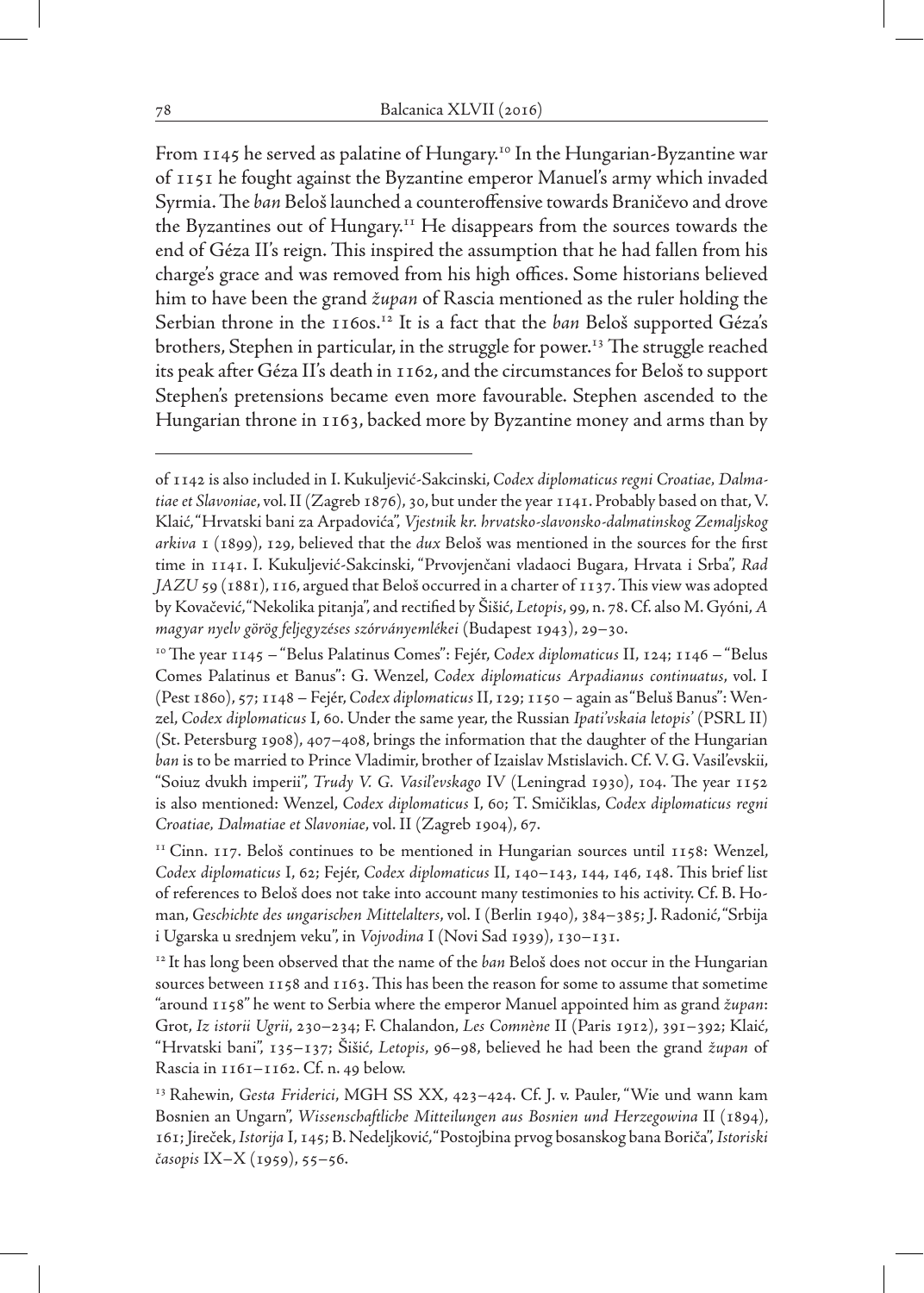From 1145 he served as palatine of Hungary.[10] In the Hungarian-Byzantine war of 1151 he fought against the Byzantine emperor Manuel's army which invaded Syrmia. The *ban* Beloš launched a counteroffensive towards Braničevo and drove the Byzantines out of Hungary.[11] He disappears from the sources towards the end of Géza II's reign. This inspired the assumption that he had fallen from his charge's grace and was removed from his high offices. Some historians believed him to have been the grand *župan* of Rascia mentioned as the ruler holding the Serbian throne in the 1160s.[12] It is a fact that the *ban* Beloš supported Géza's brothers, Stephen in particular, in the struggle for power.[13] The struggle reached its peak after Géza II's death in 1162, and the circumstances for Beloš to support Stephen's pretensions became even more favourable. Stephen ascended to the Hungarian throne in 1163, backed more by Byzantine money and arms than by

---

of 1142 is also included in I. Kukuljević-Sakcinski, *Codex diplomaticus regni Croatiae, Dalmatiae et Slavoniae*, vol. II (Zagreb 1876), 30, but under the year 1141. Probably based on that, V. Klaić, "Hrvatski bani za Arpadovića", *Vjestnik kr. hrvatsko-slavonsko-dalmatinskog Zemaljskog arkiva* 1 (1899), 129, believed that the *dux* Beloš was mentioned in the sources for the first time in 1141. I. Kukuljević-Sakcinski, "Prvovjenčani vladaoci Bugara, Hrvata i Srba", *Rad JAZU* 59 (1881), 116, argued that Beloš occurred in a charter of 1137. This view was adopted by Kovačević, "Nekolika pitanja", and rectified by Šišić, *Letopis*, 99, n. 78. Cf. also M. Gyóni, *A magyar nyelv görög feljegyzéses szórványemlékei* (Budapest 1943), 29–30.

[10] The year 1145 – "Belus Palatinus Comes": Fejér, *Codex diplomaticus* II, 124; 1146 – "Belus Comes Palatinus et Banus": G. Wenzel, *Codex diplomaticus Arpadianus continuatus*, vol. I (Pest 1860), 57; 1148 – Fejér, *Codex diplomaticus* II, 129; 1150 – again as "Beluš Banus": Wenzel, *Codex diplomaticus* I, 60. Under the same year, the Russian *Ipati'vskaia letopis'* (PSRL II) (St. Petersburg 1908), 407–408, brings the information that the daughter of the Hungarian *ban* is to be married to Prince Vladimir, brother of Izaislav Mstislavich. Cf. V. G. Vasil'evskii, "Soiuz dvukh imperii", *Trudy V. G. Vasil'evskago* IV (Leningrad 1930), 104. The year 1152 is also mentioned: Wenzel, *Codex diplomaticus* I, 60; T. Smičiklas, *Codex diplomaticus regni Croatiae, Dalmatiae et Slavoniae*, vol. II (Zagreb 1904), 67.

[11] Cinn. 117. Beloš continues to be mentioned in Hungarian sources until 1158: Wenzel, *Codex diplomaticus* I, 62; Fejér, *Codex diplomaticus* II, 140–143, 144, 146, 148. This brief list of references to Beloš does not take into account many testimonies to his activity. Cf. B. Homan, *Geschichte des ungarischen Mittelalters*, vol. I (Berlin 1940), 384–385; J. Radonić, "Srbija i Ugarska u srednjem veku", in *Vojvodina* I (Novi Sad 1939), 130–131.

[12] It has long been observed that the name of the *ban* Beloš does not occur in the Hungarian sources between 1158 and 1163. This has been the reason for some to assume that sometime "around 1158" he went to Serbia where the emperor Manuel appointed him as grand *župan*: Grot, *Iz istorii Ugrii*, 230–234; F. Chalandon, *Les Comnène* II (Paris 1912), 391–392; Klaić, "Hrvatski bani", 135–137; Šišić, *Letopis*, 96–98, believed he had been the grand *župan* of Rascia in 1161–1162. Cf. n. 49 below.

[13] Rahewin, *Gesta Friderici*, MGH SS XX, 423–424. Cf. J. v. Pauler, "Wie und wann kam Bosnien an Ungarn", *Wissenschaftliche Mitteilungen aus Bosnien und Herzegowina* II (1894), 161; Jireček, *Istorija* I, 145; B. Nedeljković, "Postojbina prvog bosanskog bana Boriča", *Istoriski časopis* IX–X (1959), 55–56.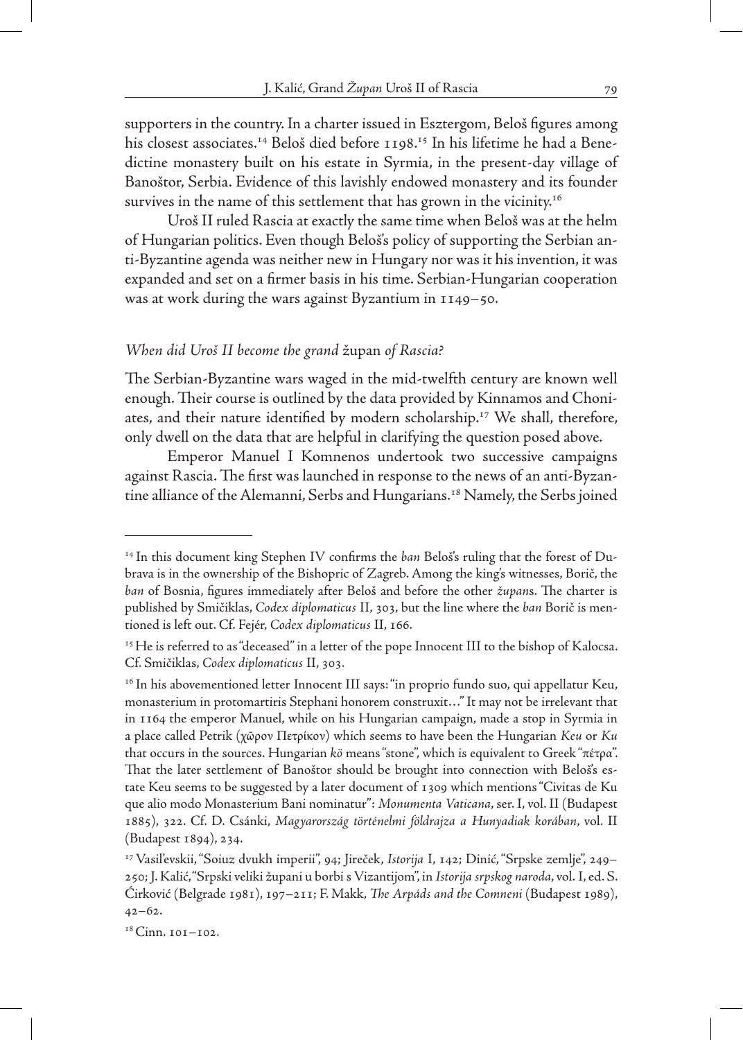supporters in the country. In a charter issued in Esztergom, Beloš figures among his closest associates.[14] Beloš died before 1198.[15] In his lifetime he had a Benedictine monastery built on his estate in Syrmia, in the present-day village of Banoštor, Serbia. Evidence of this lavishly endowed monastery and its founder survives in the name of this settlement that has grown in the vicinity.[16]

Uroš II ruled Rascia at exactly the same time when Beloš was at the helm of Hungarian politics. Even though Beloš's policy of supporting the Serbian anti-Byzantine agenda was neither new in Hungary nor was it his invention, it was expanded and set on a firmer basis in his time. Serbian-Hungarian cooperation was at work during the wars against Byzantium in 1149–50.

### *When did Uroš II become the grand* župan *of Rascia?*

The Serbian-Byzantine wars waged in the mid-twelfth century are known well enough. Their course is outlined by the data provided by Kinnamos and Choniates, and their nature identified by modern scholarship.[17] We shall, therefore, only dwell on the data that are helpful in clarifying the question posed above.

Emperor Manuel I Komnenos undertook two successive campaigns against Rascia. The first was launched in response to the news of an anti-Byzantine alliance of the Alemanni, Serbs and Hungarians.[18] Namely, the Serbs joined

---

[14] In this document king Stephen IV confirms the *ban* Beloš's ruling that the forest of Dubrava is in the ownership of the Bishopric of Zagreb. Among the king's witnesses, Borič, the *ban* of Bosnia, figures immediately after Beloš and before the other *župan*s. The charter is published by Smičiklas, *Codex diplomaticus* II, 303, but the line where the *ban* Borič is mentioned is left out. Cf. Fejér, *Codex diplomaticus* II, 166.

[15] He is referred to as "deceased" in a letter of the pope Innocent III to the bishop of Kalocsa. Cf. Smičiklas, *Codex diplomaticus* II, 303.

[16] In his abovementioned letter Innocent III says: "in proprio fundo suo, qui appellatur Keu, monasterium in protomartiris Stephani honorem construxit…" It may not be irrelevant that in 1164 the emperor Manuel, while on his Hungarian campaign, made a stop in Syrmia in a place called Petrik (χῶρον Πετρίκον) which seems to have been the Hungarian *Keu* or *Ku* that occurs in the sources. Hungarian *kö* means "stone", which is equivalent to Greek "πέτρα". That the later settlement of Banoštor should be brought into connection with Beloš's estate Keu seems to be suggested by a later document of 1309 which mentions "Civitas de Ku que alio modo Monasterium Bani nominatur": *Monumenta Vaticana*, ser. I, vol. II (Budapest 1885), 322. Cf. D. Csánki, *Magyarország történelmi földrajza a Hunyadiak korában*, vol. II (Budapest 1894), 234.

[17] Vasil'evskii, "Soiuz dvukh imperii", 94; Jireček, *Istorija* I, 142; Dinić, "Srpske zemlje", 249–250; J. Kalić, "Srpski veliki župani u borbi s Vizantijom", in *Istorija srpskog naroda*, vol. I, ed. S. Ćirković (Belgrade 1981), 197–211; F. Makk, *The Arpáds and the Comneni* (Budapest 1989), 42–62.

[18] Cinn. 101–102.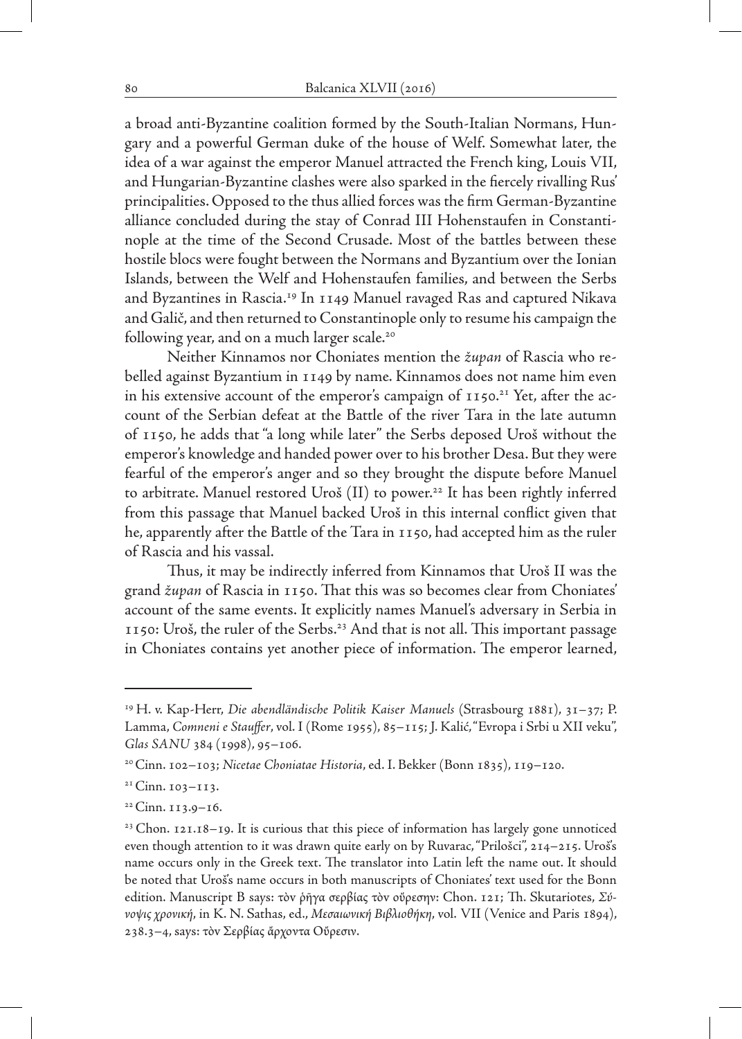a broad anti-Byzantine coalition formed by the South-Italian Normans, Hungary and a powerful German duke of the house of Welf. Somewhat later, the idea of a war against the emperor Manuel attracted the French king, Louis VII, and Hungarian-Byzantine clashes were also sparked in the fiercely rivalling Rus' principalities. Opposed to the thus allied forces was the firm German-Byzantine alliance concluded during the stay of Conrad III Hohenstaufen in Constantinople at the time of the Second Crusade. Most of the battles between these hostile blocs were fought between the Normans and Byzantium over the Ionian Islands, between the Welf and Hohenstaufen families, and between the Serbs and Byzantines in Rascia.[19] In 1149 Manuel ravaged Ras and captured Nikava and Galič, and then returned to Constantinople only to resume his campaign the following year, and on a much larger scale.[20]

Neither Kinnamos nor Choniates mention the *župan* of Rascia who rebelled against Byzantium in 1149 by name. Kinnamos does not name him even in his extensive account of the emperor's campaign of 1150.[21] Yet, after the account of the Serbian defeat at the Battle of the river Tara in the late autumn of 1150, he adds that "a long while later" the Serbs deposed Uroš without the emperor's knowledge and handed power over to his brother Desa. But they were fearful of the emperor's anger and so they brought the dispute before Manuel to arbitrate. Manuel restored Uroš (II) to power.[22] It has been rightly inferred from this passage that Manuel backed Uroš in this internal conflict given that he, apparently after the Battle of the Tara in 1150, had accepted him as the ruler of Rascia and his vassal.

Thus, it may be indirectly inferred from Kinnamos that Uroš II was the grand *župan* of Rascia in 1150. That this was so becomes clear from Choniates' account of the same events. It explicitly names Manuel's adversary in Serbia in 1150: Uroš, the ruler of the Serbs.[23] And that is not all. This important passage in Choniates contains yet another piece of information. The emperor learned,

---

[19] H. v. Kap-Herr, *Die abendländische Politik Kaiser Manuels* (Strasbourg 1881), 31–37; P. Lamma, *Comneni e Stauffer*, vol. I (Rome 1955), 85–115; J. Kalić, "Evropa i Srbi u XII veku", *Glas SANU* 384 (1998), 95–106.

[20] Cinn. 102–103; *Nicetae Choniatae Historia*, ed. I. Bekker (Bonn 1835), 119–120.

[21] Cinn. 103–113.

[22] Cinn. 113.9–16.

[23] Chon. 121.18–19. It is curious that this piece of information has largely gone unnoticed even though attention to it was drawn quite early on by Ruvarac, "Prilošci", 214–215. Uroš's name occurs only in the Greek text. The translator into Latin left the name out. It should be noted that Uroš's name occurs in both manuscripts of Choniates' text used for the Bonn edition. Manuscript B says: τὸν ῥῆγα σερβίας τὸν οὔρεσην: Chon. 121; Th. Skutariotes, *Σύνοψις χρονική*, in K. N. Sathas, ed., *Μεσαιωνική Βιβλιοθήκη*, vol. VII (Venice and Paris 1894), 238.3–4, says: τὸν Σερβίας ἄρχοντα Οὔρεσιν.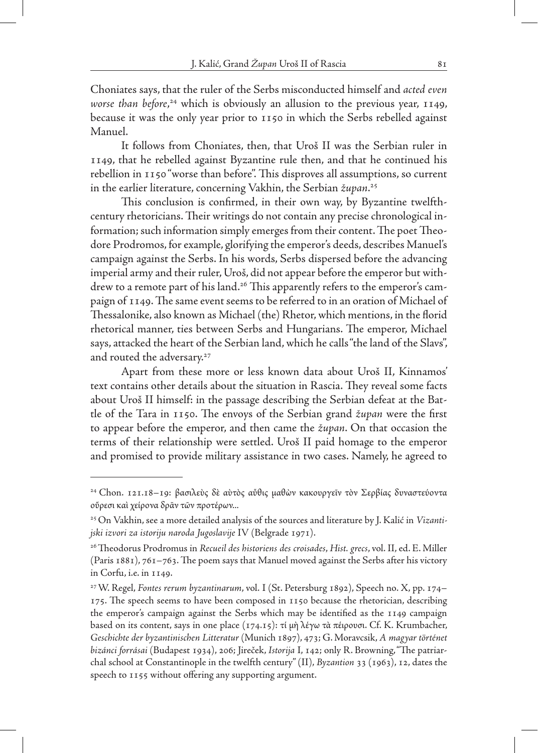Choniates says, that the ruler of the Serbs misconducted himself and *acted even worse than before*,[24] which is obviously an allusion to the previous year, 1149, because it was the only year prior to 1150 in which the Serbs rebelled against Manuel.

It follows from Choniates, then, that Uroš II was the Serbian ruler in 1149, that he rebelled against Byzantine rule then, and that he continued his rebellion in 1150 "worse than before". This disproves all assumptions, so current in the earlier literature, concerning Vakhin, the Serbian *župan*.[25]

This conclusion is confirmed, in their own way, by Byzantine twelfth-century rhetoricians. Their writings do not contain any precise chronological information; such information simply emerges from their content. The poet Theodore Prodromos, for example, glorifying the emperor's deeds, describes Manuel's campaign against the Serbs. In his words, Serbs dispersed before the advancing imperial army and their ruler, Uroš, did not appear before the emperor but withdrew to a remote part of his land.[26] This apparently refers to the emperor's campaign of 1149. The same event seems to be referred to in an oration of Michael of Thessalonike, also known as Michael (the) Rhetor, which mentions, in the florid rhetorical manner, ties between Serbs and Hungarians. The emperor, Michael says, attacked the heart of the Serbian land, which he calls "the land of the Slavs", and routed the adversary.[27]

Apart from these more or less known data about Uroš II, Kinnamos' text contains other details about the situation in Rascia. They reveal some facts about Uroš II himself: in the passage describing the Serbian defeat at the Battle of the Tara in 1150. The envoys of the Serbian grand *župan* were the first to appear before the emperor, and then came the *župan*. On that occasion the terms of their relationship were settled. Uroš II paid homage to the emperor and promised to provide military assistance in two cases. Namely, he agreed to

---

[24] Chon. 121.18–19: βασιλεὺς δὲ αὐτὸς αὖθις μαθὼν κακουργεῖν τὸν Σερβίας δυναστεύοντα οὔρεσι καὶ χείρονα δρᾶν τῶν προτέρων...

[25] On Vakhin, see a more detailed analysis of the sources and literature by J. Kalić in *Vizantijski izvori za istoriju naroda Jugoslavije* IV (Belgrade 1971).

[26] Theodorus Prodromus in *Recueil des historiens des croisades*, *Hist. grecs*, vol. II, ed. E. Miller (Paris 1881), 761–763. The poem says that Manuel moved against the Serbs after his victory in Corfu, i.e. in 1149.

[27] W. Regel, *Fontes rerum byzantinarum*, vol. I (St. Petersburg 1892), Speech no. X, pp. 174–175. The speech seems to have been composed in 1150 because the rhetorician, describing the emperor's campaign against the Serbs which may be identified as the 1149 campaign based on its content, says in one place (174.15): τί μὴ λέγω τὰ πέρυσι. Cf. K. Krumbacher, *Geschichte der byzantinischen Litteratur* (Munich 1897), 473; G. Moravcsik, *A magyar történet bizánci forrásai* (Budapest 1934), 206; Jireček, *Istorija* I, 142; only R. Browning, "The patriarchal school at Constantinople in the twelfth century" (II), *Byzantion* 33 (1963), 12, dates the speech to 1155 without offering any supporting argument.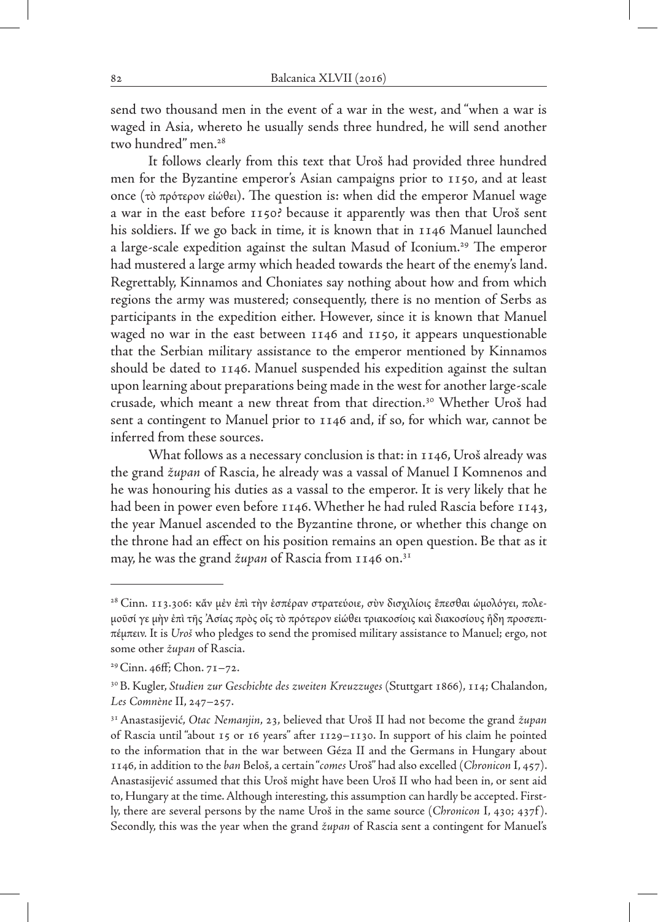send two thousand men in the event of a war in the west, and "when a war is waged in Asia, whereto he usually sends three hundred, he will send another two hundred" men.[28]

It follows clearly from this text that Uroš had provided three hundred men for the Byzantine emperor's Asian campaigns prior to 1150, and at least once (τὸ πρότερον εἰώθει). The question is: when did the emperor Manuel wage a war in the east before 1150? because it apparently was then that Uroš sent his soldiers. If we go back in time, it is known that in 1146 Manuel launched a large-scale expedition against the sultan Masud of Iconium.[29] The emperor had mustered a large army which headed towards the heart of the enemy's land. Regrettably, Kinnamos and Choniates say nothing about how and from which regions the army was mustered; consequently, there is no mention of Serbs as participants in the expedition either. However, since it is known that Manuel waged no war in the east between 1146 and 1150, it appears unquestionable that the Serbian military assistance to the emperor mentioned by Kinnamos should be dated to 1146. Manuel suspended his expedition against the sultan upon learning about preparations being made in the west for another large-scale crusade, which meant a new threat from that direction.[30] Whether Uroš had sent a contingent to Manuel prior to 1146 and, if so, for which war, cannot be inferred from these sources.

What follows as a necessary conclusion is that: in 1146, Uroš already was the grand *župan* of Rascia, he already was a vassal of Manuel I Komnenos and he was honouring his duties as a vassal to the emperor. It is very likely that he had been in power even before 1146. Whether he had ruled Rascia before 1143, the year Manuel ascended to the Byzantine throne, or whether this change on the throne had an effect on his position remains an open question. Be that as it may, he was the grand *župan* of Rascia from 1146 on.[31]

---

[28] Cinn. 113.306: κἂν μὲν ἐπὶ τὴν ἑσπέραν στρατεύοιε, σὺν δισχιλίοις ἔπεσθαι ὡμολόγει, πολεμοῦσί γε μὴν ἐπὶ τῆς Ἀσίας πρὸς οἷς τὸ πρότερον εἰώθει τριακοσίοις καὶ διακοσίους ἤδη προσεπιπέμπειν. It is *Uroš* who pledges to send the promised military assistance to Manuel; ergo, not some other *župan* of Rascia.

[29] Cinn. 46ff; Chon. 71–72.

[30] B. Kugler, *Studien zur Geschichte des zweiten Kreuzzuges* (Stuttgart 1866), 114; Chalandon, *Les Comnène* II, 247–257.

[31] Anastasijević, *Otac Nemanjin*, 23, believed that Uroš II had not become the grand *župan* of Rascia until "about 15 or 16 years" after 1129–1130. In support of his claim he pointed to the information that in the war between Géza II and the Germans in Hungary about 1146, in addition to the *ban* Beloš, a certain "*comes* Uroš" had also excelled (*Chronicon* I, 457). Anastasijević assumed that this Uroš might have been Uroš II who had been in, or sent aid to, Hungary at the time. Although interesting, this assumption can hardly be accepted. Firstly, there are several persons by the name Uroš in the same source (*Chronicon* I, 430; 437f). Secondly, this was the year when the grand *župan* of Rascia sent a contingent for Manuel's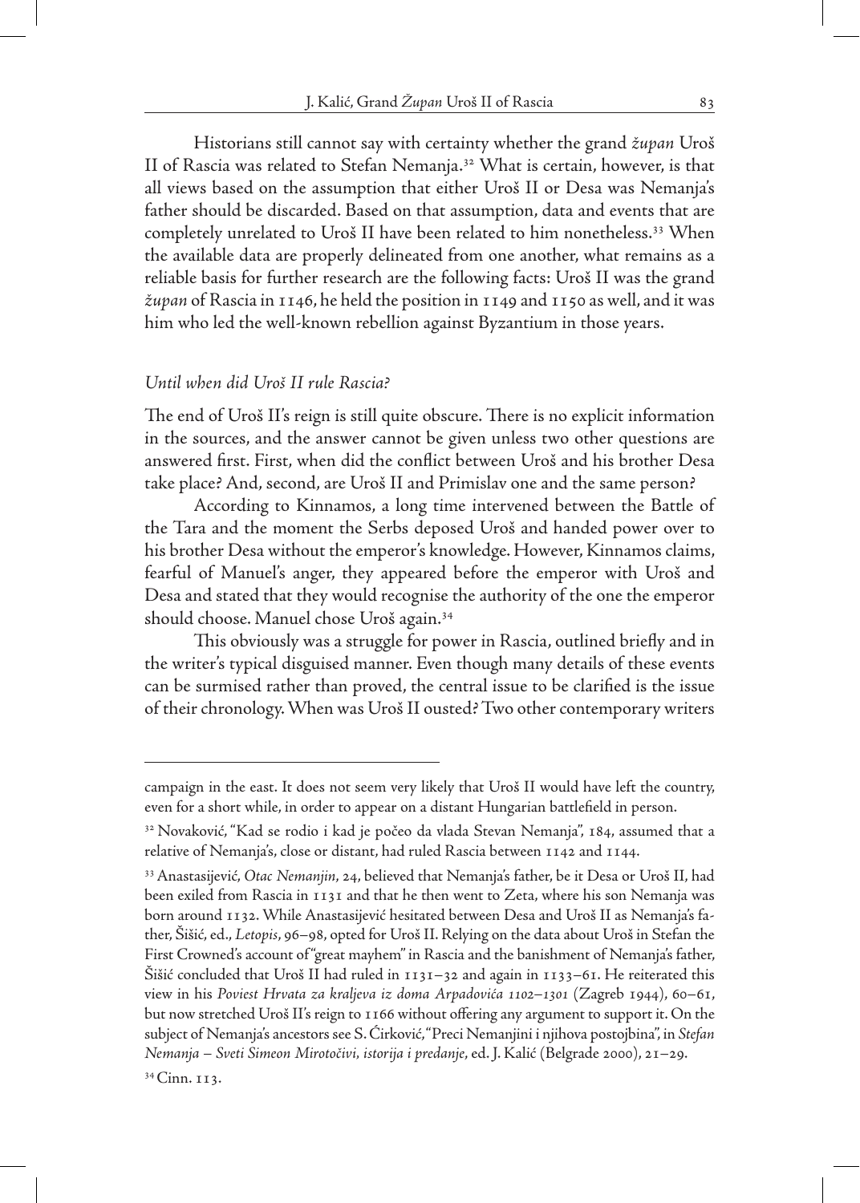Historians still cannot say with certainty whether the grand *župan* Uroš II of Rascia was related to Stefan Nemanja.[32] What is certain, however, is that all views based on the assumption that either Uroš II or Desa was Nemanja's father should be discarded. Based on that assumption, data and events that are completely unrelated to Uroš II have been related to him nonetheless.[33] When the available data are properly delineated from one another, what remains as a reliable basis for further research are the following facts: Uroš II was the grand *župan* of Rascia in 1146, he held the position in 1149 and 1150 as well, and it was him who led the well-known rebellion against Byzantium in those years.

### *Until when did Uroš II rule Rascia?*

The end of Uroš II's reign is still quite obscure. There is no explicit information in the sources, and the answer cannot be given unless two other questions are answered first. First, when did the conflict between Uroš and his brother Desa take place? And, second, are Uroš II and Primislav one and the same person?

According to Kinnamos, a long time intervened between the Battle of the Tara and the moment the Serbs deposed Uroš and handed power over to his brother Desa without the emperor's knowledge. However, Kinnamos claims, fearful of Manuel's anger, they appeared before the emperor with Uroš and Desa and stated that they would recognise the authority of the one the emperor should choose. Manuel chose Uroš again.[34]

This obviously was a struggle for power in Rascia, outlined briefly and in the writer's typical disguised manner. Even though many details of these events can be surmised rather than proved, the central issue to be clarified is the issue of their chronology. When was Uroš II ousted? Two other contemporary writers

---

campaign in the east. It does not seem very likely that Uroš II would have left the country, even for a short while, in order to appear on a distant Hungarian battlefield in person.

[32] Novaković, "Kad se rodio i kad je počeo da vlada Stevan Nemanja", 184, assumed that a relative of Nemanja's, close or distant, had ruled Rascia between 1142 and 1144.

[33] Anastasijević, *Otac Nemanjin*, 24, believed that Nemanja's father, be it Desa or Uroš II, had been exiled from Rascia in 1131 and that he then went to Zeta, where his son Nemanja was born around 1132. While Anastasijević hesitated between Desa and Uroš II as Nemanja's father, Šišić, ed., *Letopis*, 96–98, opted for Uroš II. Relying on the data about Uroš in Stefan the First Crowned's account of "great mayhem" in Rascia and the banishment of Nemanja's father, Šišić concluded that Uroš II had ruled in 1131–32 and again in 1133–61. He reiterated this view in his *Poviest Hrvata za kraljeva iz doma Arpadovića 1102–1301* (Zagreb 1944), 60–61, but now stretched Uroš II's reign to 1166 without offering any argument to support it. On the subject of Nemanja's ancestors see S. Ćirković, "Preci Nemanjini i njihova postojbina", in *Stefan Nemanja – Sveti Simeon Mirotočivi, istorija i predanje*, ed. J. Kalić (Belgrade 2000), 21–29.

[34] Cinn. 113.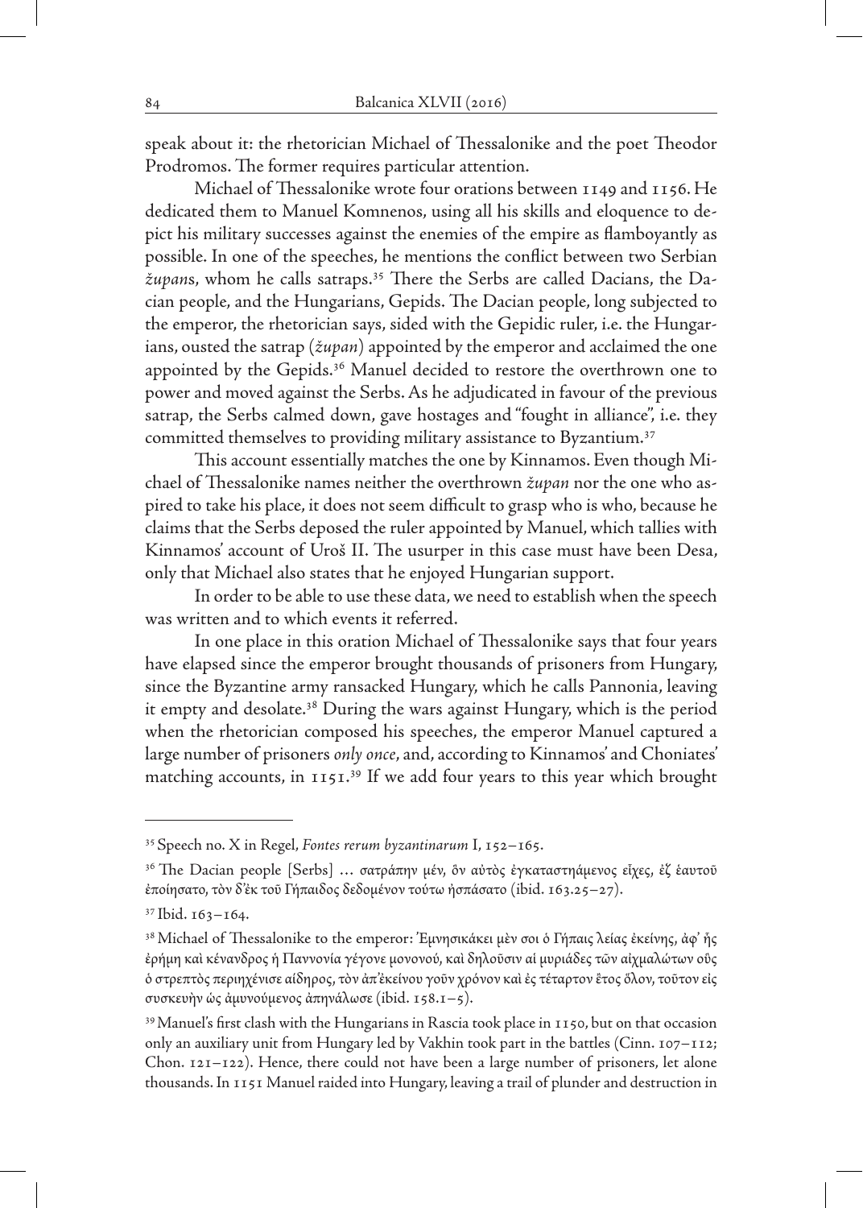speak about it: the rhetorician Michael of Thessalonike and the poet Theodor Prodromos. The former requires particular attention.

Michael of Thessalonike wrote four orations between 1149 and 1156. He dedicated them to Manuel Komnenos, using all his skills and eloquence to depict his military successes against the enemies of the empire as flamboyantly as possible. In one of the speeches, he mentions the conflict between two Serbian *župan*s, whom he calls satraps.[35] There the Serbs are called Dacians, the Dacian people, and the Hungarians, Gepids. The Dacian people, long subjected to the emperor, the rhetorician says, sided with the Gepidic ruler, i.e. the Hungarians, ousted the satrap (*župan*) appointed by the emperor and acclaimed the one appointed by the Gepids.[36] Manuel decided to restore the overthrown one to power and moved against the Serbs. As he adjudicated in favour of the previous satrap, the Serbs calmed down, gave hostages and "fought in alliance", i.e. they committed themselves to providing military assistance to Byzantium.[37]

This account essentially matches the one by Kinnamos. Even though Michael of Thessalonike names neither the overthrown *župan* nor the one who aspired to take his place, it does not seem difficult to grasp who is who, because he claims that the Serbs deposed the ruler appointed by Manuel, which tallies with Kinnamos' account of Uroš II. The usurper in this case must have been Desa, only that Michael also states that he enjoyed Hungarian support.

In order to be able to use these data, we need to establish when the speech was written and to which events it referred.

In one place in this oration Michael of Thessalonike says that four years have elapsed since the emperor brought thousands of prisoners from Hungary, since the Byzantine army ransacked Hungary, which he calls Pannonia, leaving it empty and desolate.[38] During the wars against Hungary, which is the period when the rhetorician composed his speeches, the emperor Manuel captured a large number of prisoners *only once*, and, according to Kinnamos' and Choniates' matching accounts, in 1151.[39] If we add four years to this year which brought

---

[35] Speech no. X in Regel, *Fontes rerum byzantinarum* I, 152–165.

[36] The Dacian people [Serbs] … σατράπην μέν, ὃν αὐτὸς ἐγκαταστηάμενος εἶχες, ἐζ ἑαυτοῦ ἐποίησατο, τὸν δ'ἐκ τοῦ Γήπαιδος δεδομένον τούτω ἠσπάσατο (ibid. 163.25–27).

[37] Ibid. 163–164.

[38] Michael of Thessalonike to the emperor: Ἐμνησικάκει μὲν σοι ὁ Γήπαις λείας ἐκείνης, ἀφ' ἧς ἐρήμη καὶ κένανδρος ἡ Παννονία γέγονε μονονού, καὶ δηλοῦσιν αἱ μυριάδες τῶν αἰχμαλώτων οὓς ὁ στρεπτὸς περιηχένισε αἴδηρος, τὸν ἀπ'ἐκείνου γοῦν χρόνον καὶ ἐς τέταρτον ἔτος ὅλον, τοῦτον εἰς συσκευὴν ὡς ἀμυνούμενος ἀπηνάλωσε (ibid. 158.1–5).

[39] Manuel's first clash with the Hungarians in Rascia took place in 1150, but on that occasion only an auxiliary unit from Hungary led by Vakhin took part in the battles (Cinn. 107–112; Chon. 121–122). Hence, there could not have been a large number of prisoners, let alone thousands. In 1151 Manuel raided into Hungary, leaving a trail of plunder and destruction in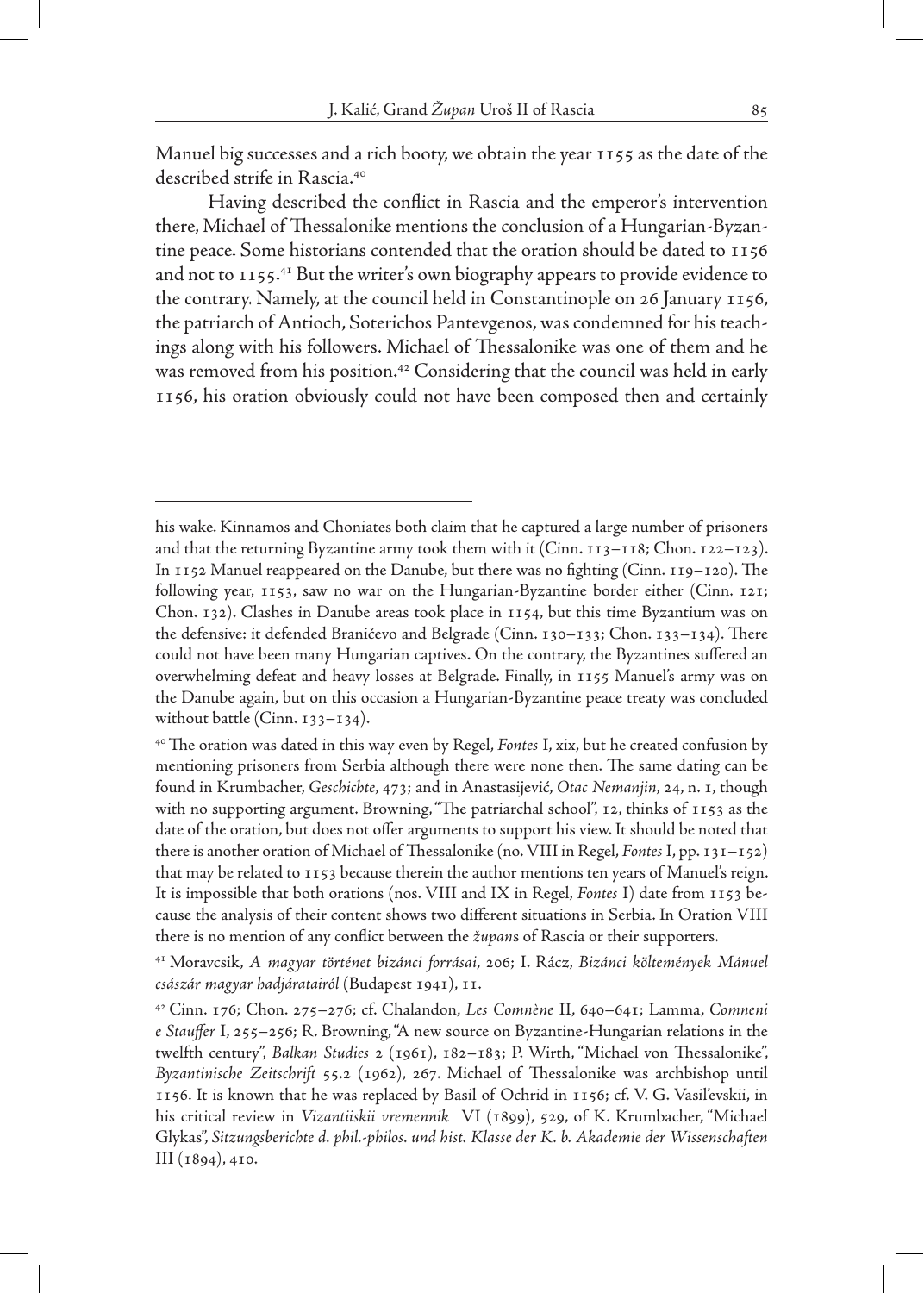Manuel big successes and a rich booty, we obtain the year 1155 as the date of the described strife in Rascia.[40]

Having described the conflict in Rascia and the emperor's intervention there, Michael of Thessalonike mentions the conclusion of a Hungarian-Byzantine peace. Some historians contended that the oration should be dated to 1156 and not to 1155.[41] But the writer's own biography appears to provide evidence to the contrary. Namely, at the council held in Constantinople on 26 January 1156, the patriarch of Antioch, Soterichos Pantevgenos, was condemned for his teachings along with his followers. Michael of Thessalonike was one of them and he was removed from his position.[42] Considering that the council was held in early 1156, his oration obviously could not have been composed then and certainly

---

his wake. Kinnamos and Choniates both claim that he captured a large number of prisoners and that the returning Byzantine army took them with it (Cinn. 113–118; Chon. 122–123). In 1152 Manuel reappeared on the Danube, but there was no fighting (Cinn. 119–120). The following year, 1153, saw no war on the Hungarian-Byzantine border either (Cinn. 121; Chon. 132). Clashes in Danube areas took place in 1154, but this time Byzantium was on the defensive: it defended Braničevo and Belgrade (Cinn. 130–133; Chon. 133–134). There could not have been many Hungarian captives. On the contrary, the Byzantines suffered an overwhelming defeat and heavy losses at Belgrade. Finally, in 1155 Manuel's army was on the Danube again, but on this occasion a Hungarian-Byzantine peace treaty was concluded without battle (Cinn. 133–134).

[40] The oration was dated in this way even by Regel, *Fontes* I, xix, but he created confusion by mentioning prisoners from Serbia although there were none then. The same dating can be found in Krumbacher, *Geschichte*, 473; and in Anastasijević, *Otac Nemanjin*, 24, n. 1, though with no supporting argument. Browning, "The patriarchal school", 12, thinks of 1153 as the date of the oration, but does not offer arguments to support his view. It should be noted that there is another oration of Michael of Thessalonike (no. VIII in Regel, *Fontes* I, pp. 131–152) that may be related to 1153 because therein the author mentions ten years of Manuel's reign. It is impossible that both orations (nos. VIII and IX in Regel, *Fontes* I) date from 1153 because the analysis of their content shows two different situations in Serbia. In Oration VIII there is no mention of any conflict between the *župan*s of Rascia or their supporters.

[41] Moravcsik, *A magyar történet bizánci forrásai*, 206; I. Rácz, *Bizánci költemények Mánuel császár magyar hadjáratairól* (Budapest 1941), 11.

[42] Cinn. 176; Chon. 275–276; cf. Chalandon, *Les Comnène* II, 640–641; Lamma, *Comneni e Stauffer* I, 255–256; R. Browning, "A new source on Byzantine-Hungarian relations in the twelfth century", *Balkan Studies* 2 (1961), 182–183; P. Wirth, "Michael von Thessalonike", *Byzantinische Zeitschrift* 55.2 (1962), 267. Michael of Thessalonike was archbishop until 1156. It is known that he was replaced by Basil of Ochrid in 1156; cf. V. G. Vasil'evskii, in his critical review in *Vizantiiskii vremennik* VI (1899), 529, of K. Krumbacher, "Michael Glykas", *Sitzungsberichte d. phil.-philos. und hist. Klasse der K. b. Akademie der Wissenschaften* III (1894), 410.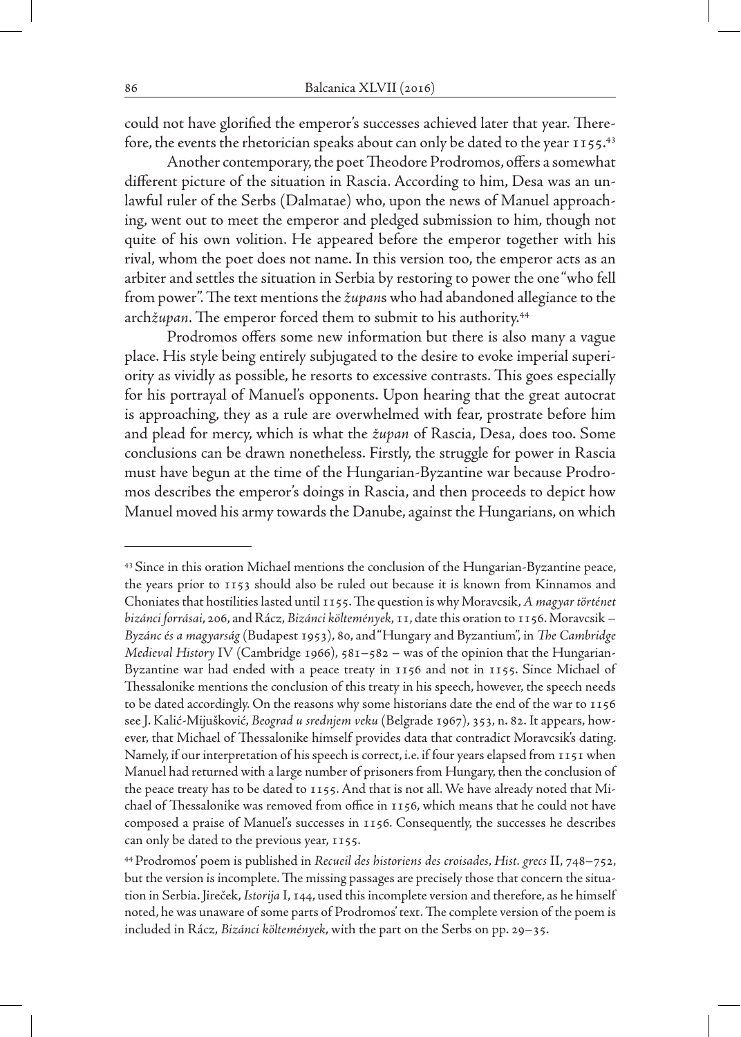could not have glorified the emperor's successes achieved later that year. Therefore, the events the rhetorician speaks about can only be dated to the year 1155.[43]

Another contemporary, the poet Theodore Prodromos, offers a somewhat different picture of the situation in Rascia. According to him, Desa was an unlawful ruler of the Serbs (Dalmatae) who, upon the news of Manuel approaching, went out to meet the emperor and pledged submission to him, though not quite of his own volition. He appeared before the emperor together with his rival, whom the poet does not name. In this version too, the emperor acts as an arbiter and settles the situation in Serbia by restoring to power the one "who fell from power". The text mentions the *župan*s who had abandoned allegiance to the arch*župan*. The emperor forced them to submit to his authority.[44]

Prodromos offers some new information but there is also many a vague place. His style being entirely subjugated to the desire to evoke imperial superiority as vividly as possible, he resorts to excessive contrasts. This goes especially for his portrayal of Manuel's opponents. Upon hearing that the great autocrat is approaching, they as a rule are overwhelmed with fear, prostrate before him and plead for mercy, which is what the *župan* of Rascia, Desa, does too. Some conclusions can be drawn nonetheless. Firstly, the struggle for power in Rascia must have begun at the time of the Hungarian-Byzantine war because Prodromos describes the emperor's doings in Rascia, and then proceeds to depict how Manuel moved his army towards the Danube, against the Hungarians, on which

---

[43] Since in this oration Michael mentions the conclusion of the Hungarian-Byzantine peace, the years prior to 1153 should also be ruled out because it is known from Kinnamos and Choniates that hostilities lasted until 1155. The question is why Moravcsik, *A magyar történet bizánci forrásai*, 206, and Rácz, *Bizánci költemények*, 11, date this oration to 1156. Moravcsik – *Byzánc és a magyarság* (Budapest 1953), 80, and "Hungary and Byzantium", in *The Cambridge Medieval History* IV (Cambridge 1966), 581–582 – was of the opinion that the Hungarian-Byzantine war had ended with a peace treaty in 1156 and not in 1155. Since Michael of Thessalonike mentions the conclusion of this treaty in his speech, however, the speech needs to be dated accordingly. On the reasons why some historians date the end of the war to 1156 see J. Kalić-Mijušković, *Beograd u srednjem veku* (Belgrade 1967), 353, n. 82. It appears, however, that Michael of Thessalonike himself provides data that contradict Moravcsik's dating. Namely, if our interpretation of his speech is correct, i.e. if four years elapsed from 1151 when Manuel had returned with a large number of prisoners from Hungary, then the conclusion of the peace treaty has to be dated to 1155. And that is not all. We have already noted that Michael of Thessalonike was removed from office in 1156, which means that he could not have composed a praise of Manuel's successes in 1156. Consequently, the successes he describes can only be dated to the previous year, 1155.

[44] Prodromos' poem is published in *Recueil des historiens des croisades*, *Hist. grecs* II, 748–752, but the version is incomplete. The missing passages are precisely those that concern the situation in Serbia. Jireček, *Istorija* I, 144, used this incomplete version and therefore, as he himself noted, he was unaware of some parts of Prodromos' text. The complete version of the poem is included in Rácz, *Bizánci költemények*, with the part on the Serbs on pp. 29–35.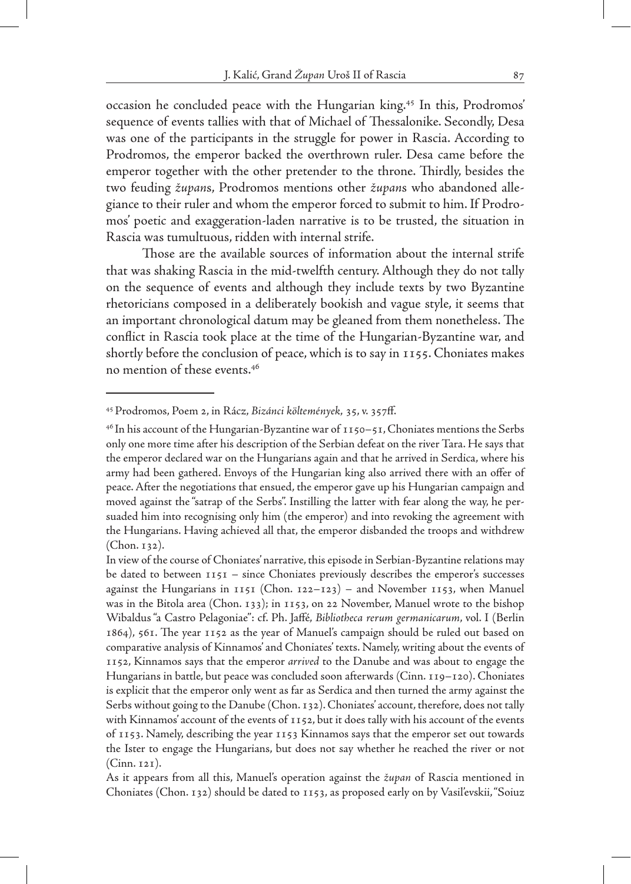occasion he concluded peace with the Hungarian king.[45] In this, Prodromos' sequence of events tallies with that of Michael of Thessalonike. Secondly, Desa was one of the participants in the struggle for power in Rascia. According to Prodromos, the emperor backed the overthrown ruler. Desa came before the emperor together with the other pretender to the throne. Thirdly, besides the two feuding *župan*s, Prodromos mentions other *župan*s who abandoned allegiance to their ruler and whom the emperor forced to submit to him. If Prodromos' poetic and exaggeration-laden narrative is to be trusted, the situation in Rascia was tumultuous, ridden with internal strife.

Those are the available sources of information about the internal strife that was shaking Rascia in the mid-twelfth century. Although they do not tally on the sequence of events and although they include texts by two Byzantine rhetoricians composed in a deliberately bookish and vague style, it seems that an important chronological datum may be gleaned from them nonetheless. The conflict in Rascia took place at the time of the Hungarian-Byzantine war, and shortly before the conclusion of peace, which is to say in 1155. Choniates makes no mention of these events.[46]

---

[45] Prodromos, Poem 2, in Rácz, *Bizánci költemények*, 35, v. 357ff.

[46] In his account of the Hungarian-Byzantine war of 1150–51, Choniates mentions the Serbs only one more time after his description of the Serbian defeat on the river Tara. He says that the emperor declared war on the Hungarians again and that he arrived in Serdica, where his army had been gathered. Envoys of the Hungarian king also arrived there with an offer of peace. After the negotiations that ensued, the emperor gave up his Hungarian campaign and moved against the "satrap of the Serbs". Instilling the latter with fear along the way, he persuaded him into recognising only him (the emperor) and into revoking the agreement with the Hungarians. Having achieved all that, the emperor disbanded the troops and withdrew (Chon. 132).

In view of the course of Choniates' narrative, this episode in Serbian-Byzantine relations may be dated to between 1151 – since Choniates previously describes the emperor's successes against the Hungarians in 1151 (Chon. 122–123) – and November 1153, when Manuel was in the Bitola area (Chon. 133); in 1153, on 22 November, Manuel wrote to the bishop Wibaldus "a Castro Pelagoniae": cf. Ph. Jaffé, *Bibliotheca rerum germanicarum*, vol. I (Berlin 1864), 561. The year 1152 as the year of Manuel's campaign should be ruled out based on comparative analysis of Kinnamos' and Choniates' texts. Namely, writing about the events of 1152, Kinnamos says that the emperor *arrived* to the Danube and was about to engage the Hungarians in battle, but peace was concluded soon afterwards (Cinn. 119–120). Choniates is explicit that the emperor only went as far as Serdica and then turned the army against the Serbs without going to the Danube (Chon. 132). Choniates' account, therefore, does not tally with Kinnamos' account of the events of 1152, but it does tally with his account of the events of 1153. Namely, describing the year 1153 Kinnamos says that the emperor set out towards the Ister to engage the Hungarians, but does not say whether he reached the river or not (Cinn. 121).

As it appears from all this, Manuel's operation against the *župan* of Rascia mentioned in Choniates (Chon. 132) should be dated to 1153, as proposed early on by Vasil'evskii, "Soiuz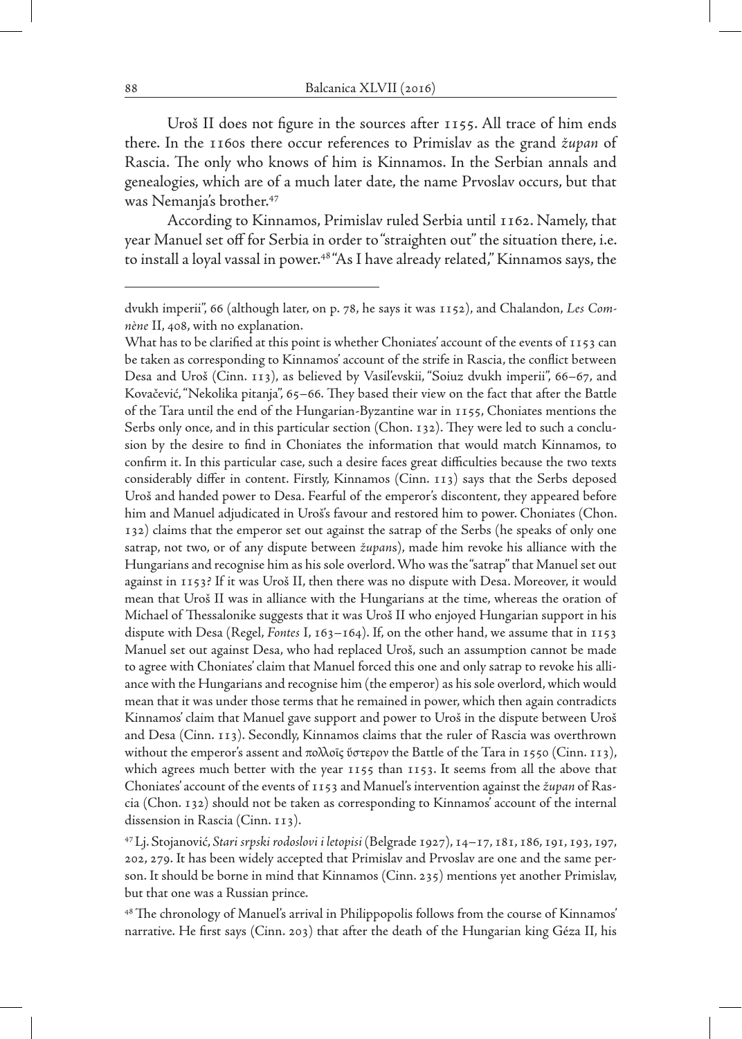Uroš II does not figure in the sources after 1155. All trace of him ends there. In the 1160s there occur references to Primislav as the grand *župan* of Rascia. The only who knows of him is Kinnamos. In the Serbian annals and genealogies, which are of a much later date, the name Prvoslav occurs, but that was Nemanja's brother.[47]

According to Kinnamos, Primislav ruled Serbia until 1162. Namely, that year Manuel set off for Serbia in order to "straighten out" the situation there, i.e. to install a loyal vassal in power.[48] "As I have already related," Kinnamos says, the

---

dvukh imperii", 66 (although later, on p. 78, he says it was 1152), and Chalandon, *Les Comnène* II, 408, with no explanation.

What has to be clarified at this point is whether Choniates' account of the events of 1153 can be taken as corresponding to Kinnamos' account of the strife in Rascia, the conflict between Desa and Uroš (Cinn. 113), as believed by Vasil'evskii, "Soiuz dvukh imperii", 66–67, and Kovačević, "Nekolika pitanja", 65–66. They based their view on the fact that after the Battle of the Tara until the end of the Hungarian-Byzantine war in 1155, Choniates mentions the Serbs only once, and in this particular section (Chon. 132). They were led to such a conclusion by the desire to find in Choniates the information that would match Kinnamos, to confirm it. In this particular case, such a desire faces great difficulties because the two texts considerably differ in content. Firstly, Kinnamos (Cinn. 113) says that the Serbs deposed Uroš and handed power to Desa. Fearful of the emperor's discontent, they appeared before him and Manuel adjudicated in Uroš's favour and restored him to power. Choniates (Chon. 132) claims that the emperor set out against the satrap of the Serbs (he speaks of only one satrap, not two, or of any dispute between *župan*s), made him revoke his alliance with the Hungarians and recognise him as his sole overlord. Who was the "satrap" that Manuel set out against in 1153? If it was Uroš II, then there was no dispute with Desa. Moreover, it would mean that Uroš II was in alliance with the Hungarians at the time, whereas the oration of Michael of Thessalonike suggests that it was Uroš II who enjoyed Hungarian support in his dispute with Desa (Regel, *Fontes* I, 163–164). If, on the other hand, we assume that in 1153 Manuel set out against Desa, who had replaced Uroš, such an assumption cannot be made to agree with Choniates' claim that Manuel forced this one and only satrap to revoke his alliance with the Hungarians and recognise him (the emperor) as his sole overlord, which would mean that it was under those terms that he remained in power, which then again contradicts Kinnamos' claim that Manuel gave support and power to Uroš in the dispute between Uroš and Desa (Cinn. 113). Secondly, Kinnamos claims that the ruler of Rascia was overthrown without the emperor's assent and πολλοῖς ὕστερον the Battle of the Tara in 1550 (Cinn. 113), which agrees much better with the year 1155 than 1153. It seems from all the above that Choniates' account of the events of 1153 and Manuel's intervention against the *župan* of Rascia (Chon. 132) should not be taken as corresponding to Kinnamos' account of the internal dissension in Rascia (Cinn. 113).

[47] Lj. Stojanović, *Stari srpski rodoslovi i letopisi* (Belgrade 1927), 14–17, 181, 186, 191, 193, 197, 202, 279. It has been widely accepted that Primislav and Prvoslav are one and the same person. It should be borne in mind that Kinnamos (Cinn. 235) mentions yet another Primislav, but that one was a Russian prince.

[48] The chronology of Manuel's arrival in Philippopolis follows from the course of Kinnamos' narrative. He first says (Cinn. 203) that after the death of the Hungarian king Géza II, his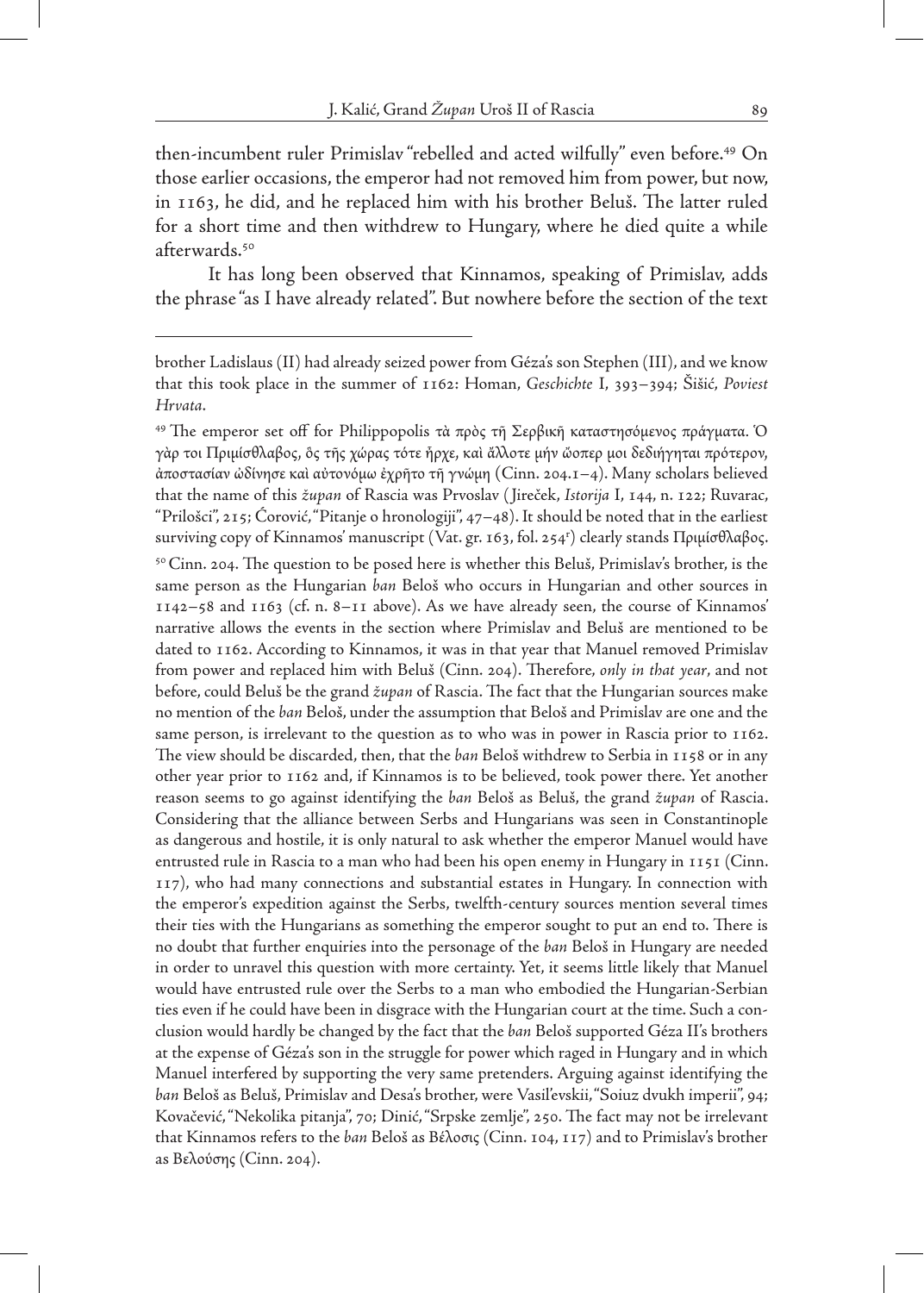then-incumbent ruler Primislav "rebelled and acted wilfully" even before.[49] On those earlier occasions, the emperor had not removed him from power, but now, in 1163, he did, and he replaced him with his brother Beluš. The latter ruled for a short time and then withdrew to Hungary, where he died quite a while afterwards.[50]

It has long been observed that Kinnamos, speaking of Primislav, adds the phrase "as I have already related". But nowhere before the section of the text

---

brother Ladislaus (II) had already seized power from Géza's son Stephen (III), and we know that this took place in the summer of 1162: Homan, *Geschichte* I, 393–394; Šišić, *Poviest Hrvata*.

[49] The emperor set off for Philippopolis τὰ πρὸς τῇ Σερβικῇ καταστησόμενος πράγματα. Ὁ γὰρ τοι Πριμίσθλαβος, ὃς τῆς χώρας τότε ἦρχε, καὶ ἄλλοτε μὴν ὥσπερ μοι δεδιήγηται πρότερον, ἀποστασίαν ὠδίνησε καὶ αὐτονόμῳ ἐχρῆτο τῇ γνώμῃ (Cinn. 204.1–4). Many scholars believed that the name of this *župan* of Rascia was Prvoslav (Jireček, *Istorija* I, 144, n. 122; Ruvarac, "Prilošci", 215; Ćorović, "Pitanje o hronologiji", 47–48). It should be noted that in the earliest surviving copy of Kinnamos' manuscript (Vat. gr. 163, fol. 254r) clearly stands Πριμίσθλαβος.

[50] Cinn. 204. The question to be posed here is whether this Beluš, Primislav's brother, is the same person as the Hungarian *ban* Beloš who occurs in Hungarian and other sources in 1142–58 and 1163 (cf. n. 8–11 above). As we have already seen, the course of Kinnamos' narrative allows the events in the section where Primislav and Beluš are mentioned to be dated to 1162. According to Kinnamos, it was in that year that Manuel removed Primislav from power and replaced him with Beluš (Cinn. 204). Therefore, *only in that year*, and not before, could Beluš be the grand *župan* of Rascia. The fact that the Hungarian sources make no mention of the *ban* Beloš, under the assumption that Beloš and Primislav are one and the same person, is irrelevant to the question as to who was in power in Rascia prior to 1162. The view should be discarded, then, that the *ban* Beloš withdrew to Serbia in 1158 or in any other year prior to 1162 and, if Kinnamos is to be believed, took power there. Yet another reason seems to go against identifying the *ban* Beloš as Beluš, the grand *župan* of Rascia. Considering that the alliance between Serbs and Hungarians was seen in Constantinople as dangerous and hostile, it is only natural to ask whether the emperor Manuel would have entrusted rule in Rascia to a man who had been his open enemy in Hungary in 1151 (Cinn. 117), who had many connections and substantial estates in Hungary. In connection with the emperor's expedition against the Serbs, twelfth-century sources mention several times their ties with the Hungarians as something the emperor sought to put an end to. There is no doubt that further enquiries into the personage of the *ban* Beloš in Hungary are needed in order to unravel this question with more certainty. Yet, it seems little likely that Manuel would have entrusted rule over the Serbs to a man who embodied the Hungarian-Serbian ties even if he could have been in disgrace with the Hungarian court at the time. Such a conclusion would hardly be changed by the fact that the *ban* Beloš supported Géza II's brothers at the expense of Géza's son in the struggle for power which raged in Hungary and in which Manuel interfered by supporting the very same pretenders. Arguing against identifying the *ban* Beloš as Beluš, Primislav and Desa's brother, were Vasil'evskii, "Soiuz dvukh imperii", 94; Kovačević, "Nekolika pitanja", 70; Dinić, "Srpske zemlje", 250. The fact may not be irrelevant that Kinnamos refers to the *ban* Beloš as Βέλοσις (Cinn. 104, 117) and to Primislav's brother as Βελούσης (Cinn. 204).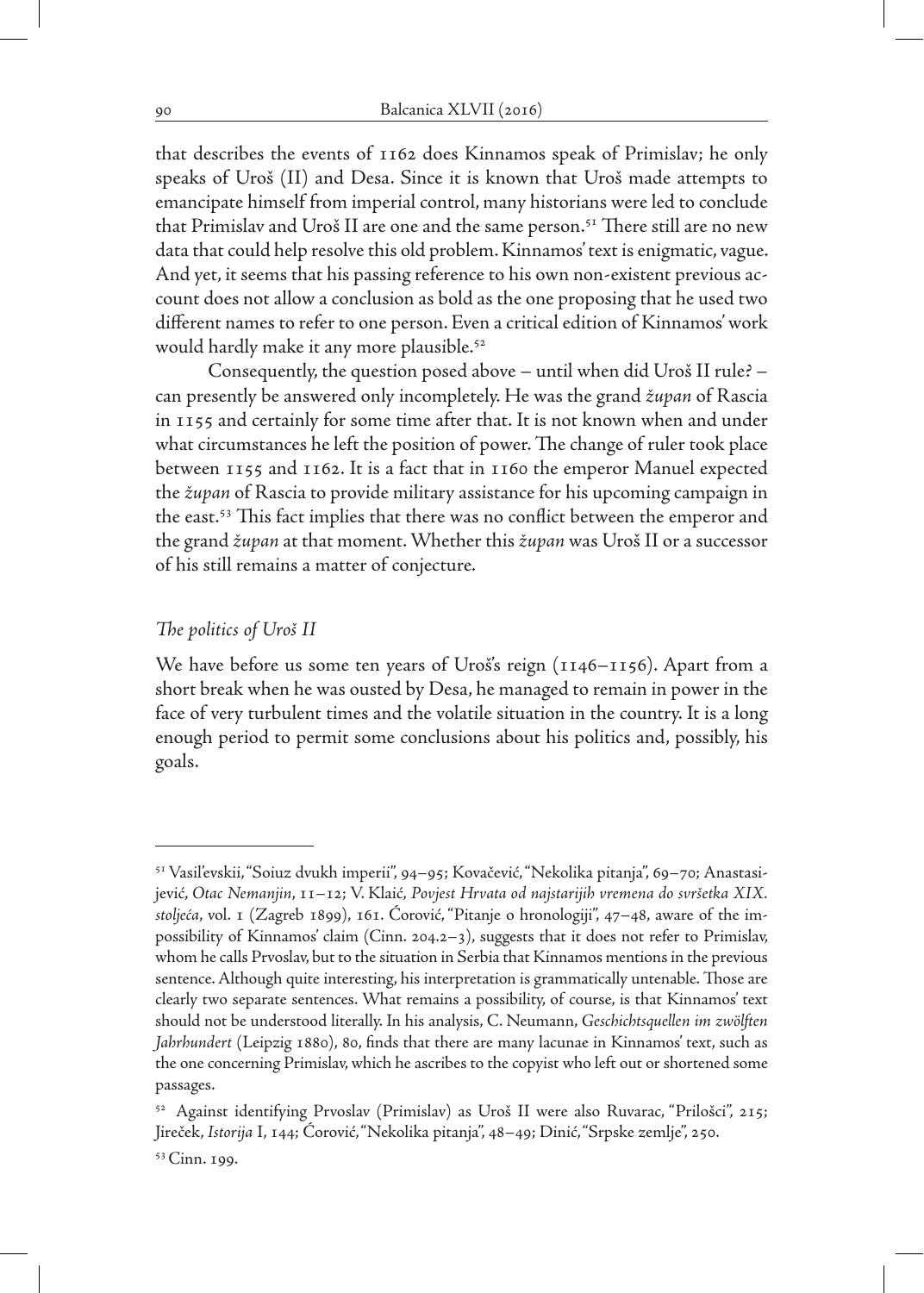that describes the events of 1162 does Kinnamos speak of Primislav; he only speaks of Uroš (II) and Desa. Since it is known that Uroš made attempts to emancipate himself from imperial control, many historians were led to conclude that Primislav and Uroš II are one and the same person.[51] There still are no new data that could help resolve this old problem. Kinnamos' text is enigmatic, vague. And yet, it seems that his passing reference to his own non-existent previous account does not allow a conclusion as bold as the one proposing that he used two different names to refer to one person. Even a critical edition of Kinnamos' work would hardly make it any more plausible.[52]

Consequently, the question posed above – until when did Uroš II rule? – can presently be answered only incompletely. He was the grand *župan* of Rascia in 1155 and certainly for some time after that. It is not known when and under what circumstances he left the position of power. The change of ruler took place between 1155 and 1162. It is a fact that in 1160 the emperor Manuel expected the *župan* of Rascia to provide military assistance for his upcoming campaign in the east.[53] This fact implies that there was no conflict between the emperor and the grand *župan* at that moment. Whether this *župan* was Uroš II or a successor of his still remains a matter of conjecture.

## *The politics of Uroš II*

We have before us some ten years of Uroš's reign (1146–1156). Apart from a short break when he was ousted by Desa, he managed to remain in power in the face of very turbulent times and the volatile situation in the country. It is a long enough period to permit some conclusions about his politics and, possibly, his goals.

---

[51] Vasil'evskii, "Soiuz dvukh imperii", 94–95; Kovačević, "Nekolika pitanja", 69–70; Anastasijević, *Otac Nemanjin*, 11–12; V. Klaić, *Povjest Hrvata od najstarijih vremena do svršetka XIX. stoljeća*, vol. 1 (Zagreb 1899), 161. Ćorović, "Pitanje o hronologiji", 47–48, aware of the impossibility of Kinnamos' claim (Cinn. 204.2–3), suggests that it does not refer to Primislav, whom he calls Prvoslav, but to the situation in Serbia that Kinnamos mentions in the previous sentence. Although quite interesting, his interpretation is grammatically untenable. Those are clearly two separate sentences. What remains a possibility, of course, is that Kinnamos' text should not be understood literally. In his analysis, C. Neumann, *Geschichtsquellen im zwölften Jahrhundert* (Leipzig 1880), 80, finds that there are many lacunae in Kinnamos' text, such as the one concerning Primislav, which he ascribes to the copyist who left out or shortened some passages.

[52] Against identifying Prvoslav (Primislav) as Uroš II were also Ruvarac, "Prilošci", 215; Jireček, *Istorija* I, 144; Ćorović, "Nekolika pitanja", 48–49; Dinić, "Srpske zemlje", 250.

[53] Cinn. 199.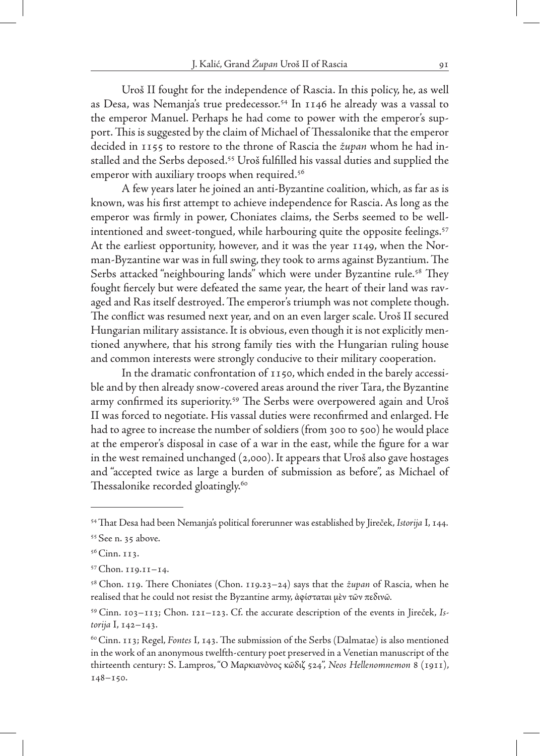Uroš II fought for the independence of Rascia. In this policy, he, as well as Desa, was Nemanja's true predecessor.[54] In 1146 he already was a vassal to the emperor Manuel. Perhaps he had come to power with the emperor's support. This is suggested by the claim of Michael of Thessalonike that the emperor decided in 1155 to restore to the throne of Rascia the *župan* whom he had installed and the Serbs deposed.[55] Uroš fulfilled his vassal duties and supplied the emperor with auxiliary troops when required.[56]

A few years later he joined an anti-Byzantine coalition, which, as far as is known, was his first attempt to achieve independence for Rascia. As long as the emperor was firmly in power, Choniates claims, the Serbs seemed to be well-intentioned and sweet-tongued, while harbouring quite the opposite feelings.[57] At the earliest opportunity, however, and it was the year 1149, when the Norman-Byzantine war was in full swing, they took to arms against Byzantium. The Serbs attacked "neighbouring lands" which were under Byzantine rule.[58] They fought fiercely but were defeated the same year, the heart of their land was ravaged and Ras itself destroyed. The emperor's triumph was not complete though. The conflict was resumed next year, and on an even larger scale. Uroš II secured Hungarian military assistance. It is obvious, even though it is not explicitly mentioned anywhere, that his strong family ties with the Hungarian ruling house and common interests were strongly conducive to their military cooperation.

In the dramatic confrontation of 1150, which ended in the barely accessible and by then already snow-covered areas around the river Tara, the Byzantine army confirmed its superiority.[59] The Serbs were overpowered again and Uroš II was forced to negotiate. His vassal duties were reconfirmed and enlarged. He had to agree to increase the number of soldiers (from 300 to 500) he would place at the emperor's disposal in case of a war in the east, while the figure for a war in the west remained unchanged (2,000). It appears that Uroš also gave hostages and "accepted twice as large a burden of submission as before", as Michael of Thessalonike recorded gloatingly.[60]

---

[54] That Desa had been Nemanja's political forerunner was established by Jireček, *Istorija* I, 144.

[55] See n. 35 above.

[56] Cinn. 113.

[57] Chon. 119.11–14.

[58] Chon. 119. There Choniates (Chon. 119.23–24) says that the *župan* of Rascia, when he realised that he could not resist the Byzantine army, ἀφίσταται μὲν τῶν πεδινῶ.

[59] Cinn. 103–113; Chon. 121–123. Cf. the accurate description of the events in Jireček, *Istorija* I, 142–143.

[60] Cinn. 113; Regel, *Fontes* I, 143. The submission of the Serbs (Dalmatae) is also mentioned in the work of an anonymous twelfth-century poet preserved in a Venetian manuscript of the thirteenth century: S. Lampros, "Ὁ Μαρκιανὸς κῶδιζ 524", *Neos Hellenomnemon* 8 (1911), 148–150.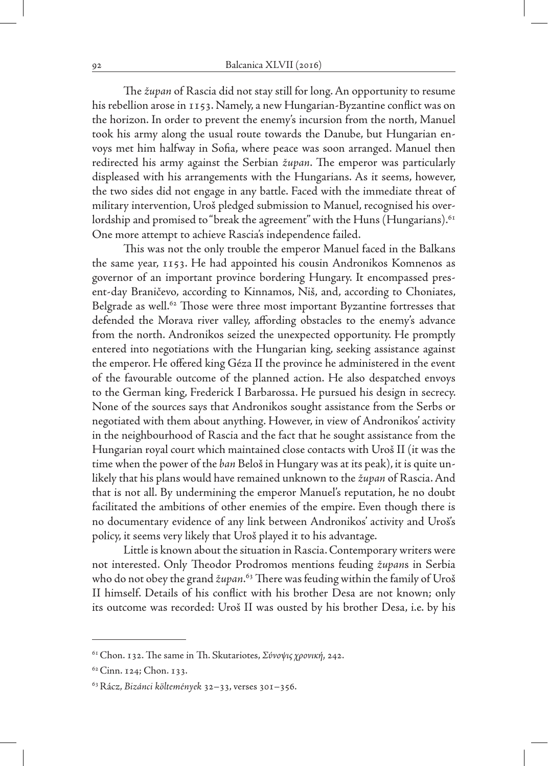The *župan* of Rascia did not stay still for long. An opportunity to resume his rebellion arose in 1153. Namely, a new Hungarian-Byzantine conflict was on the horizon. In order to prevent the enemy's incursion from the north, Manuel took his army along the usual route towards the Danube, but Hungarian envoys met him halfway in Sofia, where peace was soon arranged. Manuel then redirected his army against the Serbian *župan*. The emperor was particularly displeased with his arrangements with the Hungarians. As it seems, however, the two sides did not engage in any battle. Faced with the immediate threat of military intervention, Uroš pledged submission to Manuel, recognised his overlordship and promised to "break the agreement" with the Huns (Hungarians).[61] One more attempt to achieve Rascia's independence failed.

This was not the only trouble the emperor Manuel faced in the Balkans the same year, 1153. He had appointed his cousin Andronikos Komnenos as governor of an important province bordering Hungary. It encompassed present-day Braničevo, according to Kinnamos, Niš, and, according to Choniates, Belgrade as well.[62] Those were three most important Byzantine fortresses that defended the Morava river valley, affording obstacles to the enemy's advance from the north. Andronikos seized the unexpected opportunity. He promptly entered into negotiations with the Hungarian king, seeking assistance against the emperor. He offered king Géza II the province he administered in the event of the favourable outcome of the planned action. He also despatched envoys to the German king, Frederick I Barbarossa. He pursued his design in secrecy. None of the sources says that Andronikos sought assistance from the Serbs or negotiated with them about anything. However, in view of Andronikos' activity in the neighbourhood of Rascia and the fact that he sought assistance from the Hungarian royal court which maintained close contacts with Uroš II (it was the time when the power of the *ban* Beloš in Hungary was at its peak), it is quite unlikely that his plans would have remained unknown to the *župan* of Rascia. And that is not all. By undermining the emperor Manuel's reputation, he no doubt facilitated the ambitions of other enemies of the empire. Even though there is no documentary evidence of any link between Andronikos' activity and Uroš's policy, it seems very likely that Uroš played it to his advantage.

Little is known about the situation in Rascia. Contemporary writers were not interested. Only Theodor Prodromos mentions feuding *župan*s in Serbia who do not obey the grand *župan*.[63] There was feuding within the family of Uroš II himself. Details of his conflict with his brother Desa are not known; only its outcome was recorded: Uroš II was ousted by his brother Desa, i.e. by his

---

[61] Chon. 132. The same in Th. Skutariotes, *Σύνοψις χρονική*, 242.

[62] Cinn. 124; Chon. 133.

[63] Rácz, *Bizánci költemények* 32–33, verses 301–356.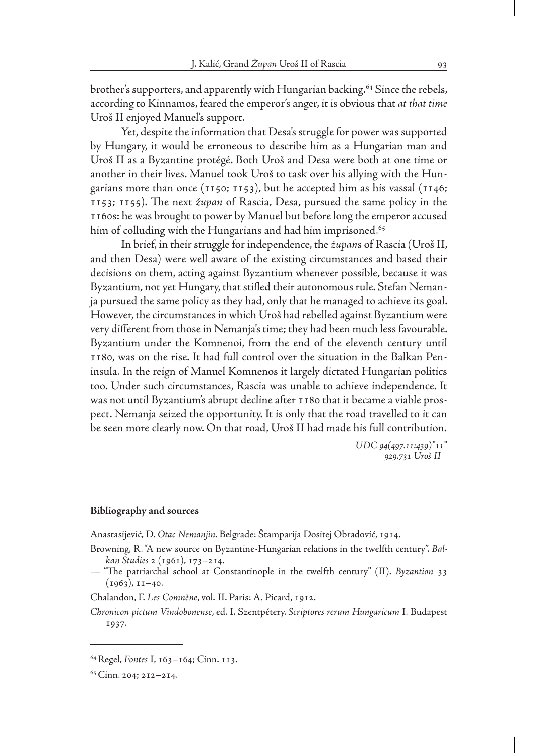brother's supporters, and apparently with Hungarian backing.[64] Since the rebels, according to Kinnamos, feared the emperor's anger, it is obvious that *at that time* Uroš II enjoyed Manuel's support.

Yet, despite the information that Desa's struggle for power was supported by Hungary, it would be erroneous to describe him as a Hungarian man and Uroš II as a Byzantine protégé. Both Uroš and Desa were both at one time or another in their lives. Manuel took Uroš to task over his allying with the Hungarians more than once (1150; 1153), but he accepted him as his vassal (1146; 1153; 1155). The next *župan* of Rascia, Desa, pursued the same policy in the 1160s: he was brought to power by Manuel but before long the emperor accused him of colluding with the Hungarians and had him imprisoned.[65]

In brief, in their struggle for independence, the *župan*s of Rascia (Uroš II, and then Desa) were well aware of the existing circumstances and based their decisions on them, acting against Byzantium whenever possible, because it was Byzantium, not yet Hungary, that stifled their autonomous rule. Stefan Nemanja pursued the same policy as they had, only that he managed to achieve its goal. However, the circumstances in which Uroš had rebelled against Byzantium were very different from those in Nemanja's time; they had been much less favourable. Byzantium under the Komnenoi, from the end of the eleventh century until 1180, was on the rise. It had full control over the situation in the Balkan Peninsula. In the reign of Manuel Komnenos it largely dictated Hungarian politics too. Under such circumstances, Rascia was unable to achieve independence. It was not until Byzantium's abrupt decline after 1180 that it became a viable prospect. Nemanja seized the opportunity. It is only that the road travelled to it can be seen more clearly now. On that road, Uroš II had made his full contribution.

*UDC 94(497.11:439)"11"*
*929.731 Uroš II*

**Bibliography and sources**

Anastasijević, D. *Otac Nemanjin*. Belgrade: Štamparija Dositej Obradović, 1914.

Browning, R. "A new source on Byzantine-Hungarian relations in the twelfth century". *Balkan Studies* 2 (1961), 173–214.

— "The patriarchal school at Constantinople in the twelfth century" (II). *Byzantion* 33 (1963), 11–40.

Chalandon, F. *Les Comnène*, vol. II. Paris: A. Picard, 1912.

*Chronicon pictum Vindobonense*, ed. I. Szentpétery. *Scriptores rerum Hungaricum* I. Budapest 1937.

---

[64] Regel, *Fontes* I, 163–164; Cinn. 113.

[65] Cinn. 204; 212–214.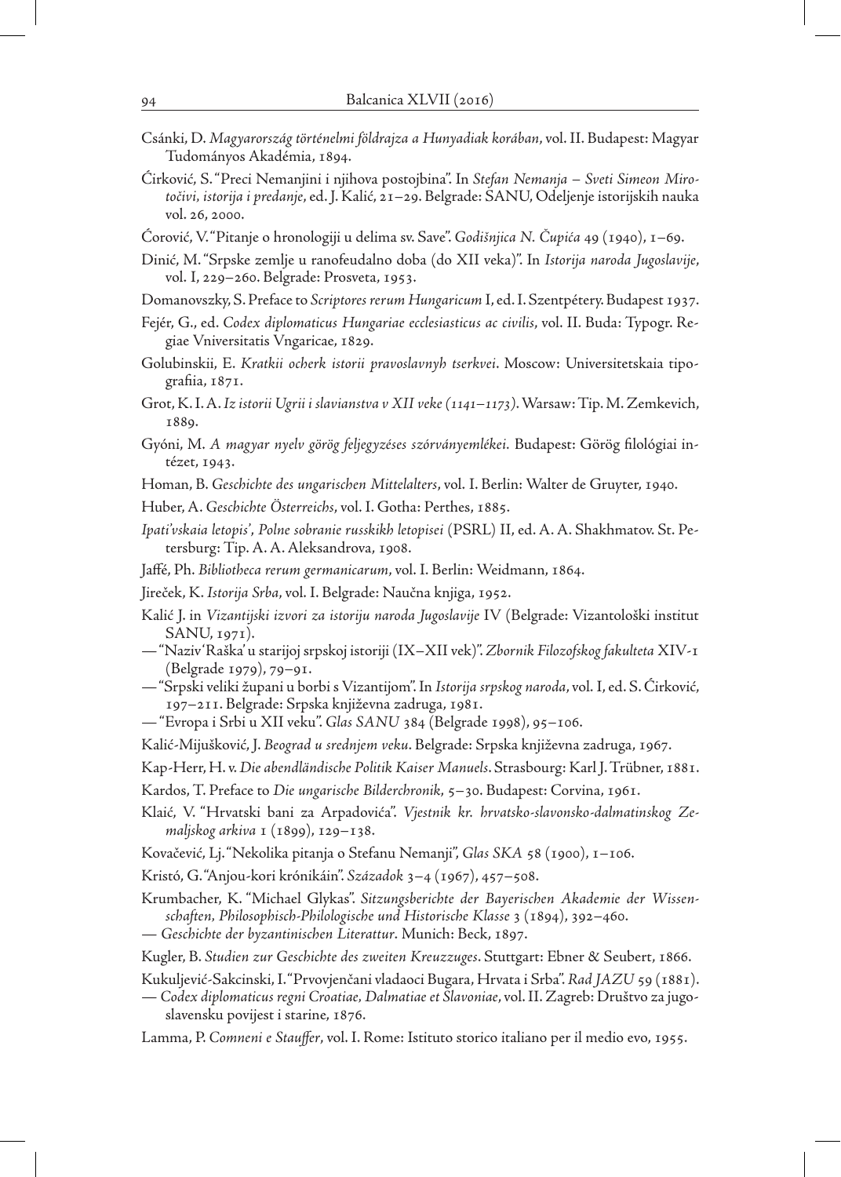Csánki, D. *Magyarország történelmi földrajza a Hunyadiak korában*, vol. II. Budapest: Magyar Tudományos Akadémia, 1894.

Ćirković, S. "Preci Nemanjini i njihova postojbina". In *Stefan Nemanja – Sveti Simeon Mirotočivi, istorija i predanje*, ed. J. Kalić, 21–29. Belgrade: SANU, Odeljenje istorijskih nauka vol. 26, 2000.

Ćorović, V. "Pitanje o hronologiji u delima sv. Save". *Godišnjica N. Čupića* 49 (1940), 1–69.

Dinić, M. "Srpske zemlje u ranofeudalno doba (do XII veka)". In *Istorija naroda Jugoslavije*, vol. I, 229–260. Belgrade: Prosveta, 1953.

Domanovszky, S. Preface to *Scriptores rerum Hungaricum* I, ed. I. Szentpétery. Budapest 1937.

Fejér, G., ed. *Codex diplomaticus Hungariae ecclesiasticus ac civilis*, vol. II. Buda: Typogr. Regiae Vniversitatis Vngaricae, 1829.

Golubinskii, E. *Kratkii ocherk istorii pravoslavnyh tserkvei*. Moscow: Universitetskaia tipografiia, 1871.

Grot, K. I. A. *Iz istorii Ugrii i slavianstva v XII veke (1141–1173)*. Warsaw: Tip. M. Zemkevich, 1889.

Gyóni, M. *A magyar nyelv görög feljegyzéses szórványemlékei.* Budapest: Görög filológiai intézet, 1943.

Homan, B. *Geschichte des ungarischen Mittelalters*, vol. I. Berlin: Walter de Gruyter, 1940.

Huber, A. *Geschichte Österreichs*, vol. I. Gotha: Perthes, 1885.

*Ipati'vskaia letopis', Polne sobranie russkikh letopisei* (PSRL) II, ed. A. A. Shakhmatov. St. Petersburg: Tip. A. A. Aleksandrova, 1908.

Jaffé, Ph. *Bibliotheca rerum germanicarum*, vol. I. Berlin: Weidmann, 1864.

Jireček, K. *Istorija Srba*, vol. I. Belgrade: Naučna knjiga, 1952.

Kalić J. in *Vizantijski izvori za istoriju naroda Jugoslavije* IV (Belgrade: Vizantološki institut SANU, 1971).

— "Naziv 'Raška' u starijoj srpskoj istoriji (IX–XII vek)". *Zbornik Filozofskog fakulteta* XIV-1 (Belgrade 1979), 79–91.

— "Srpski veliki župani u borbi s Vizantijom". In *Istorija srpskog naroda*, vol. I, ed. S. Ćirković, 197–211. Belgrade: Srpska književna zadruga, 1981.

— "Evropa i Srbi u XII veku". *Glas SANU* 384 (Belgrade 1998), 95–106.

Kalić-Mijušković, J. *Beograd u srednjem veku*. Belgrade: Srpska književna zadruga, 1967.

Kap-Herr, H. v. *Die abendländische Politik Kaiser Manuels*. Strasbourg: Karl J. Trübner, 1881.

Kardos, T. Preface to *Die ungarische Bilderchronik*, 5–30. Budapest: Corvina, 1961.

Klaić, V. "Hrvatski bani za Arpadovića". *Vjestnik kr. hrvatsko-slavonsko-dalmatinskog Zemaljskog arkiva* 1 (1899), 129–138.

Kovačević, Lj. "Nekolika pitanja o Stefanu Nemanji", *Glas SKA* 58 (1900), 1–106.

Kristó, G. "Anjou-kori krónikáin". *Századok* 3–4 (1967), 457–508.

Krumbacher, K. "Michael Glykas". *Sitzungsberichte der Bayerischen Akademie der Wissenschaften, Philosophisch-Philologische und Historische Klasse* 3 (1894), 392–460.

— *Geschichte der byzantinischen Literattur*. Munich: Beck, 1897.

Kugler, B. *Studien zur Geschichte des zweiten Kreuzzuges*. Stuttgart: Ebner & Seubert, 1866.

Kukuljević-Sakcinski, I. "Prvovjenčani vladaoci Bugara, Hrvata i Srba". *Rad JAZU* 59 (1881).

— *Codex diplomaticus regni Croatiae, Dalmatiae et Slavoniae*, vol. II. Zagreb: Društvo za jugoslavensku povijest i starine, 1876.

Lamma, P. *Comneni e Stauffer*, vol. I. Rome: Istituto storico italiano per il medio evo, 1955.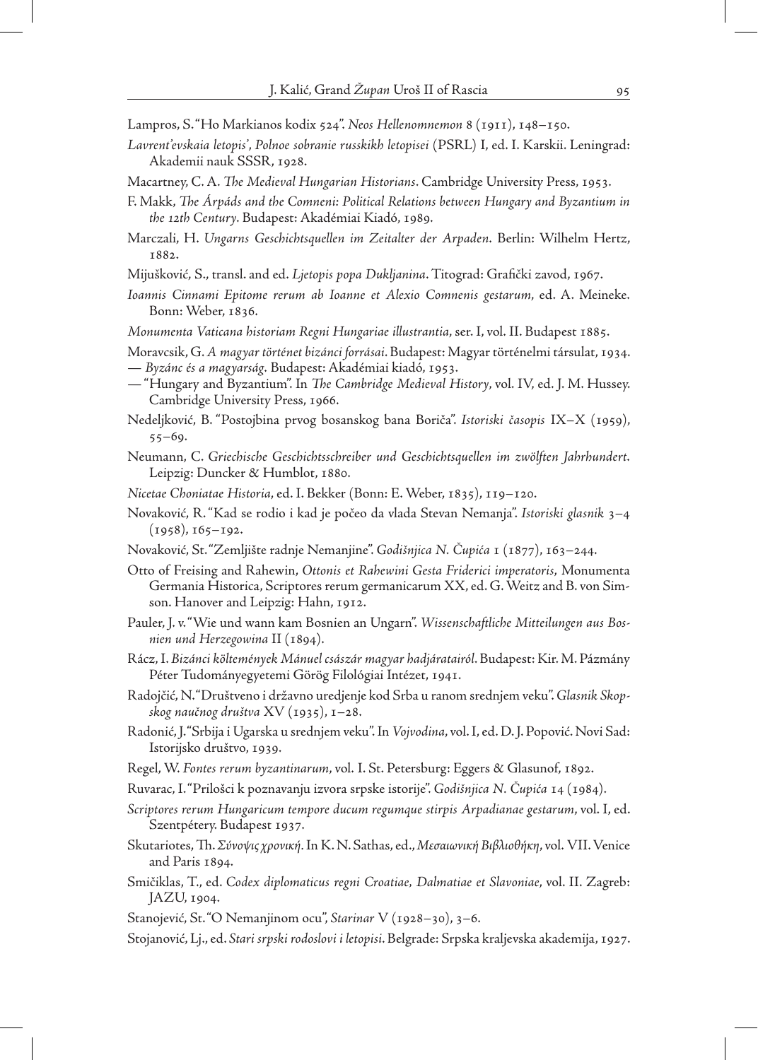Lampros, S. "Ho Markianos kodix 524". *Neos Hellenomnemon* 8 (1911), 148–150.

*Lavrent'evskaia letopis', Polnoe sobranie russkikh letopisei* (PSRL) I, ed. I. Karskii. Leningrad: Akademii nauk SSSR, 1928.

Macartney, C. A. *The Medieval Hungarian Historians*. Cambridge University Press, 1953.

F. Makk, *The Árpáds and the Comneni: Political Relations between Hungary and Byzantium in the 12th Century*. Budapest: Akadémiai Kiadó, 1989.

Marczali, H. *Ungarns Geschichtsquellen im Zeitalter der Arpaden*. Berlin: Wilhelm Hertz, 1882.

Mijušković, S., transl. and ed. *Ljetopis popa Dukljanina*. Titograd: Grafički zavod, 1967.

*Ioannis Cinnami Epitome rerum ab Ioanne et Alexio Comnenis gestarum*, ed. A. Meineke. Bonn: Weber, 1836.

*Monumenta Vaticana historiam Regni Hungariae illustrantia*, ser. I, vol. II. Budapest 1885.

Moravcsik, G. *A magyar történet bizánci forrásai*. Budapest: Magyar történelmi társulat, 1934.

— *Byzánc és a magyarság*. Budapest: Akadémiai kiadó, 1953.

— "Hungary and Byzantium". In *The Cambridge Medieval History*, vol. IV, ed. J. M. Hussey. Cambridge University Press, 1966.

Nedeljković, B. "Postojbina prvog bosanskog bana Boriča". *Istoriski časopis* IX–X (1959), 55–69.

Neumann, C. *Griechische Geschichtsschreiber und Geschichtsquellen im zwölften Jahrhundert*. Leipzig: Duncker & Humblot, 1880.

*Nicetae Choniatae Historia*, ed. I. Bekker (Bonn: E. Weber, 1835), 119–120.

Novaković, R. "Kad se rodio i kad je počeo da vlada Stevan Nemanja". *Istoriski glasnik* 3–4 (1958), 165–192.

Novaković, St. "Zemljište radnje Nemanjine". *Godišnjica N. Čupića* 1 (1877), 163–244.

Otto of Freising and Rahewin, *Ottonis et Rahewini Gesta Friderici imperatoris*, Monumenta Germania Historica, Scriptores rerum germanicarum XX, ed. G. Weitz and B. von Simson. Hanover and Leipzig: Hahn, 1912.

Pauler, J. v. "Wie und wann kam Bosnien an Ungarn". *Wissenschaftliche Mitteilungen aus Bosnien und Herzegowina* II (1894).

Rácz, I. *Bizánci költemények Mánuel császár magyar hadjáratairól*. Budapest: Kir. M. Pázmány Péter Tudományegyetemi Görög Filológiai Intézet, 1941.

Radojčić, N. "Društveno i državno uredjenje kod Srba u ranom srednjem veku". *Glasnik Skopskog naučnog društva* XV (1935), 1–28.

Radonić, J. "Srbija i Ugarska u srednjem veku". In *Vojvodina*, vol. I, ed. D. J. Popović. Novi Sad: Istorijsko društvo, 1939.

Regel, W. *Fontes rerum byzantinarum*, vol. I. St. Petersburg: Eggers & Glasunof, 1892.

Ruvarac, I. "Prilošci k poznavanju izvora srpske istorije". *Godišnjica N. Čupića* 14 (1984).

*Scriptores rerum Hungaricum tempore ducum regumque stirpis Arpadianae gestarum*, vol. I, ed. Szentpétery. Budapest 1937.

Skutariotes, Th. *Σύνοψις χρονική*. In K. N. Sathas, ed., *Μεσαιωνική Βιβλιοθήκη*, vol. VII. Venice and Paris 1894.

Smičiklas, T., ed. *Codex diplomaticus regni Croatiae, Dalmatiae et Slavoniae*, vol. II. Zagreb: JAZU, 1904.

Stanojević, St. "O Nemanjinom ocu", *Starinar* V (1928–30), 3–6.

Stojanović, Lj., ed. *Stari srpski rodoslovi i letopisi*. Belgrade: Srpska kraljevska akademija, 1927.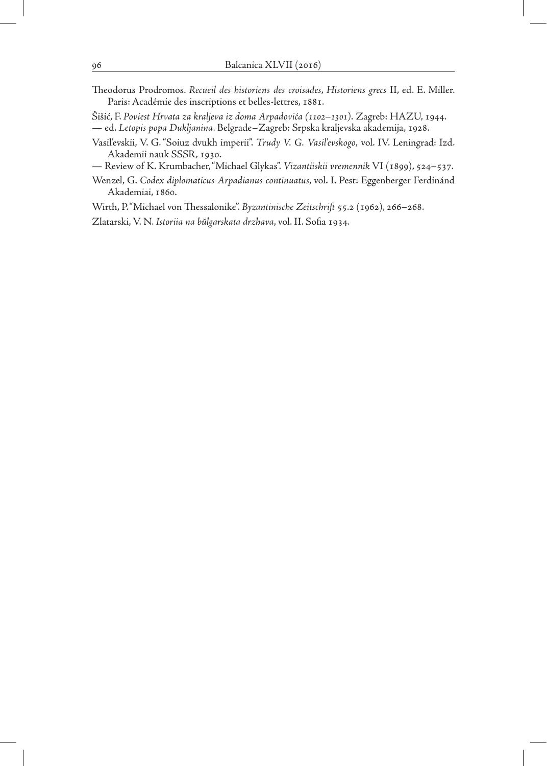Theodorus Prodromos. *Recueil des historiens des croisades*, *Historiens grecs* II, ed. E. Miller. Paris: Académie des inscriptions et belles-lettres, 1881.

Šišić, F. *Poviest Hrvata za kraljeva iz doma Arpadovića (1102–1301)*. Zagreb: HAZU, 1944.

— ed. *Letopis popa Dukljanina*. Belgrade–Zagreb: Srpska kraljevska akademija, 1928.

Vasil'evskii, V. G. "Soiuz dvukh imperii". *Trudy V. G. Vasil'evskogo*, vol. IV. Leningrad: Izd. Akademii nauk SSSR, 1930.

— Review of K. Krumbacher, "Michael Glykas". *Vizantiiskii vremennik* VI (1899), 524–537.

Wenzel, G. *Codex diplomaticus Arpadianus continuatus*, vol. I. Pest: Eggenberger Ferdinánd Akademiai, 1860.

Wirth, P. "Michael von Thessalonike". *Byzantinische Zeitschrift* 55.2 (1962), 266–268.

Zlatarski, V. N. *Istoriia na bŭlgarskata drzhava*, vol. II. Sofia 1934.